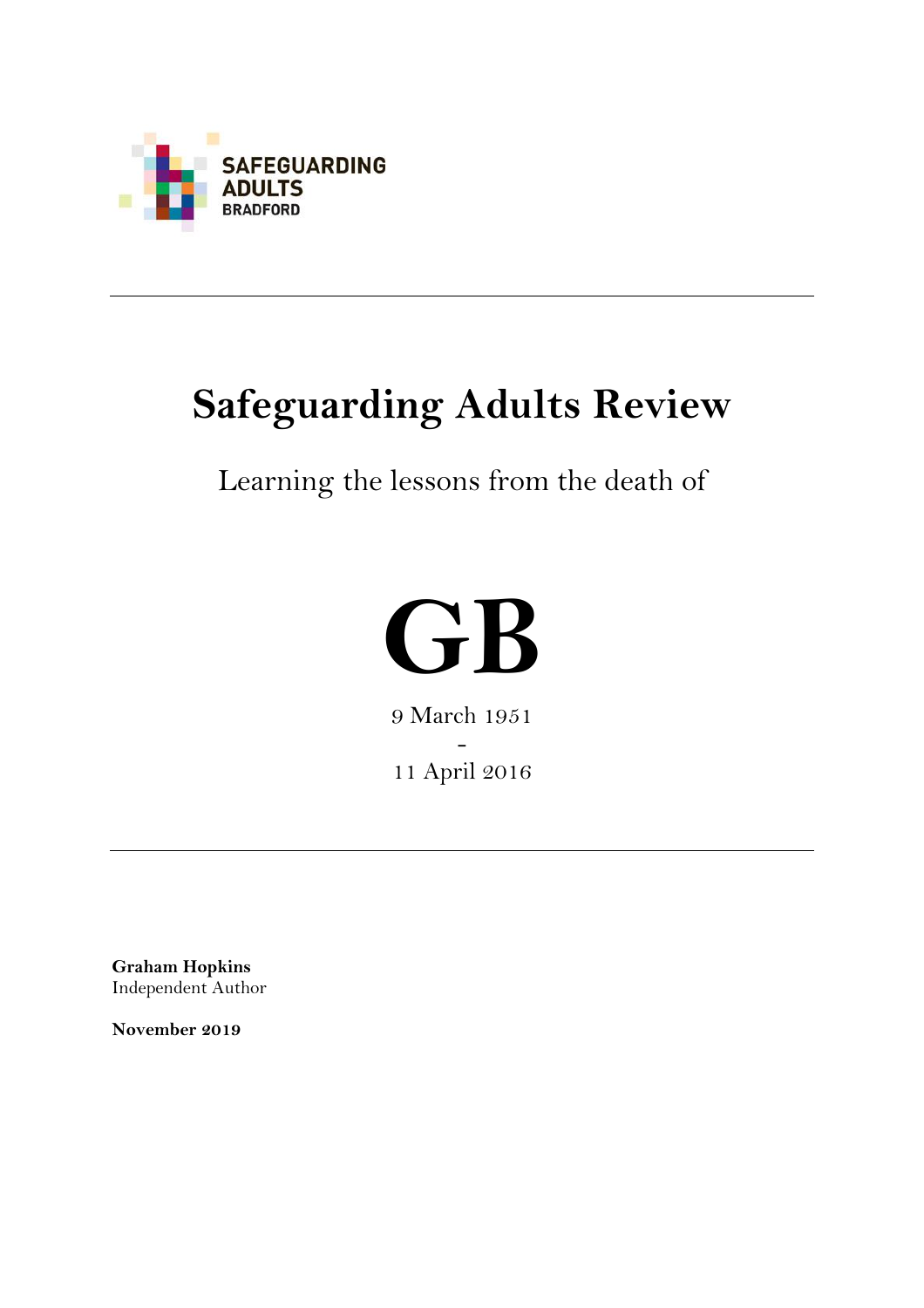SAFEGUARDING ADULTS BRADFORD

---

# Safeguarding Adults Review

Learning the lessons from the death of

# GB

9 March 1951
-
11 April 2016

---

**Graham Hopkins**
Independent Author

**November 2019**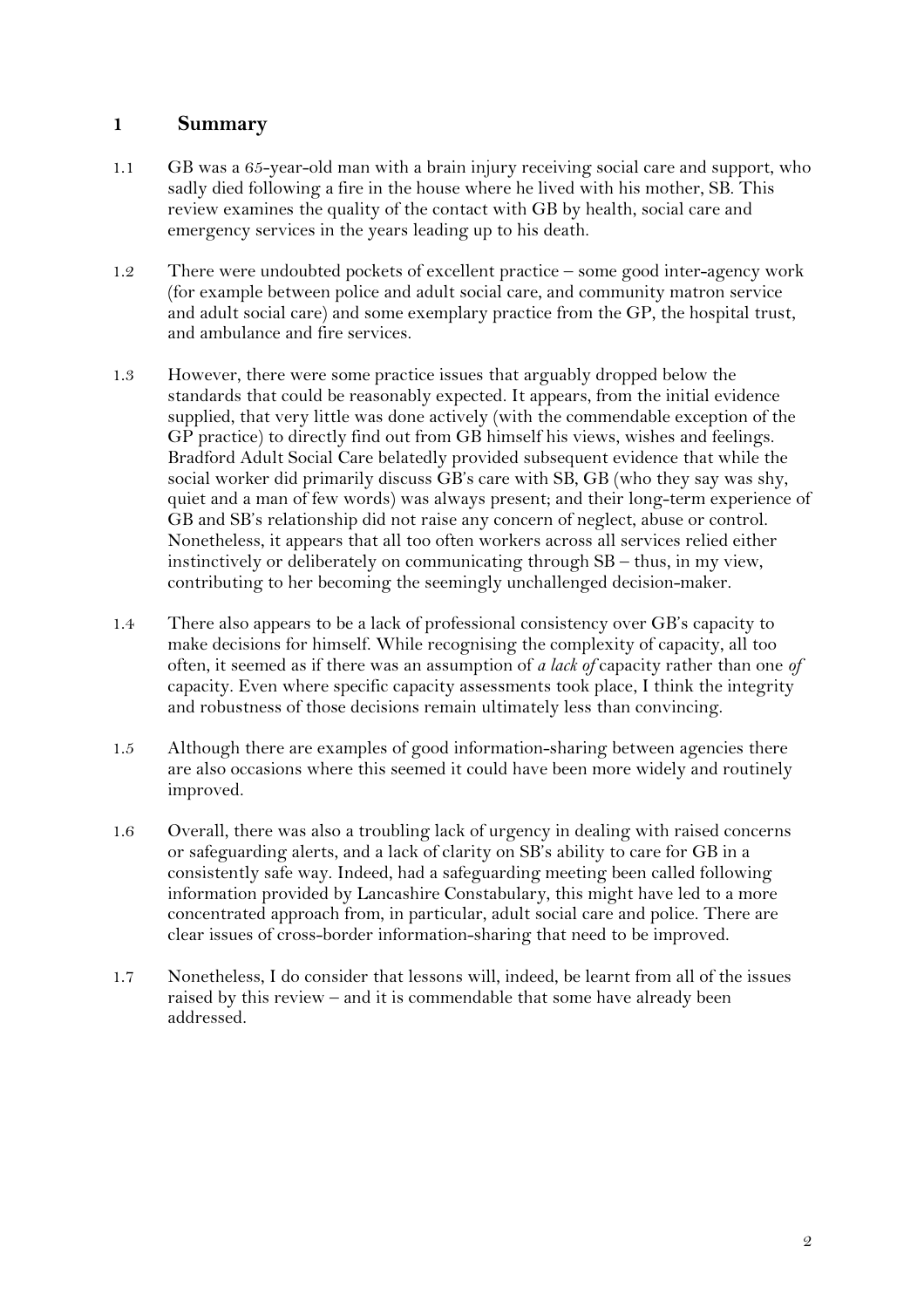## 1 Summary

1.1 GB was a 65-year-old man with a brain injury receiving social care and support, who sadly died following a fire in the house where he lived with his mother, SB. This review examines the quality of the contact with GB by health, social care and emergency services in the years leading up to his death.

1.2 There were undoubted pockets of excellent practice – some good inter-agency work (for example between police and adult social care, and community matron service and adult social care) and some exemplary practice from the GP, the hospital trust, and ambulance and fire services.

1.3 However, there were some practice issues that arguably dropped below the standards that could be reasonably expected. It appears, from the initial evidence supplied, that very little was done actively (with the commendable exception of the GP practice) to directly find out from GB himself his views, wishes and feelings. Bradford Adult Social Care belatedly provided subsequent evidence that while the social worker did primarily discuss GB's care with SB, GB (who they say was shy, quiet and a man of few words) was always present; and their long-term experience of GB and SB's relationship did not raise any concern of neglect, abuse or control. Nonetheless, it appears that all too often workers across all services relied either instinctively or deliberately on communicating through SB – thus, in my view, contributing to her becoming the seemingly unchallenged decision-maker.

1.4 There also appears to be a lack of professional consistency over GB's capacity to make decisions for himself. While recognising the complexity of capacity, all too often, it seemed as if there was an assumption of *a lack of* capacity rather than one *of* capacity. Even where specific capacity assessments took place, I think the integrity and robustness of those decisions remain ultimately less than convincing.

1.5 Although there are examples of good information-sharing between agencies there are also occasions where this seemed it could have been more widely and routinely improved.

1.6 Overall, there was also a troubling lack of urgency in dealing with raised concerns or safeguarding alerts, and a lack of clarity on SB's ability to care for GB in a consistently safe way. Indeed, had a safeguarding meeting been called following information provided by Lancashire Constabulary, this might have led to a more concentrated approach from, in particular, adult social care and police. There are clear issues of cross-border information-sharing that need to be improved.

1.7 Nonetheless, I do consider that lessons will, indeed, be learnt from all of the issues raised by this review – and it is commendable that some have already been addressed.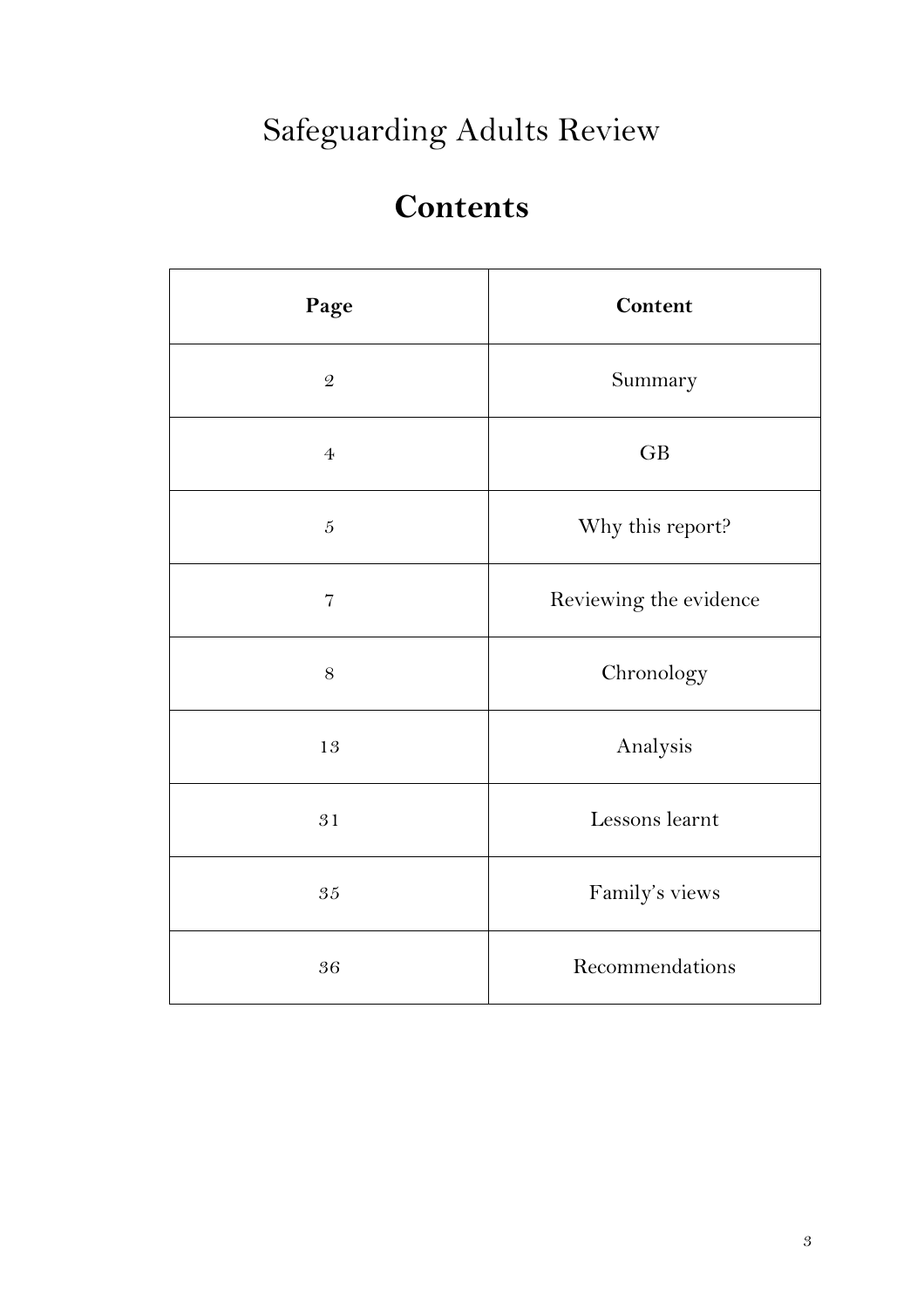# Safeguarding Adults Review

## Contents

| Page | Content |
|---|---|
| 2 | Summary |
| 4 | GB |
| 5 | Why this report? |
| 7 | Reviewing the evidence |
| 8 | Chronology |
| 13 | Analysis |
| 31 | Lessons learnt |
| 35 | Family's views |
| 36 | Recommendations |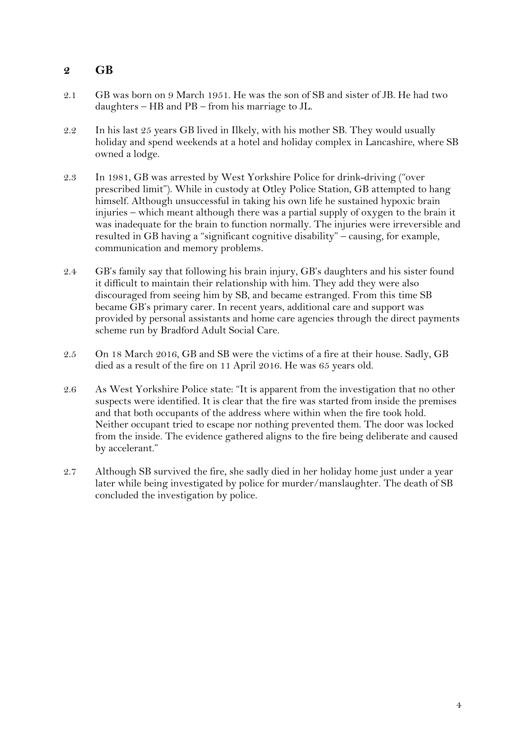## 2 GB

2.1 GB was born on 9 March 1951. He was the son of SB and sister of JB. He had two daughters – HB and PB – from his marriage to JL.

2.2 In his last 25 years GB lived in Ilkely, with his mother SB. They would usually holiday and spend weekends at a hotel and holiday complex in Lancashire, where SB owned a lodge.

2.3 In 1981, GB was arrested by West Yorkshire Police for drink-driving ("over prescribed limit"). While in custody at Otley Police Station, GB attempted to hang himself. Although unsuccessful in taking his own life he sustained hypoxic brain injuries – which meant although there was a partial supply of oxygen to the brain it was inadequate for the brain to function normally. The injuries were irreversible and resulted in GB having a "significant cognitive disability" – causing, for example, communication and memory problems.

2.4 GB's family say that following his brain injury, GB's daughters and his sister found it difficult to maintain their relationship with him. They add they were also discouraged from seeing him by SB, and became estranged. From this time SB became GB's primary carer. In recent years, additional care and support was provided by personal assistants and home care agencies through the direct payments scheme run by Bradford Adult Social Care.

2.5 On 18 March 2016, GB and SB were the victims of a fire at their house. Sadly, GB died as a result of the fire on 11 April 2016. He was 65 years old.

2.6 As West Yorkshire Police state: "It is apparent from the investigation that no other suspects were identified. It is clear that the fire was started from inside the premises and that both occupants of the address where within when the fire took hold. Neither occupant tried to escape nor nothing prevented them. The door was locked from the inside. The evidence gathered aligns to the fire being deliberate and caused by accelerant."

2.7 Although SB survived the fire, she sadly died in her holiday home just under a year later while being investigated by police for murder/manslaughter. The death of SB concluded the investigation by police.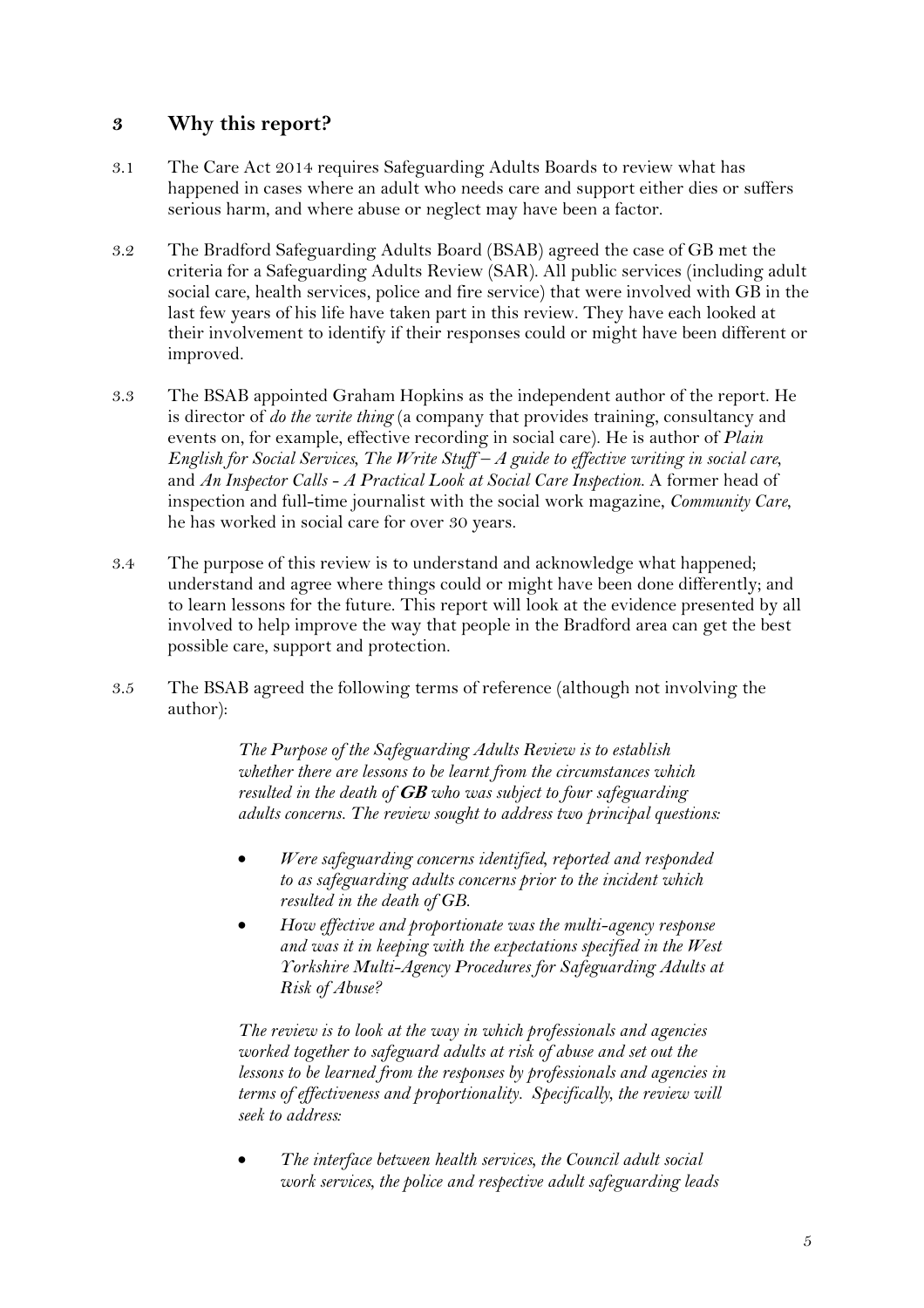## 3 Why this report?

3.1 The Care Act 2014 requires Safeguarding Adults Boards to review what has happened in cases where an adult who needs care and support either dies or suffers serious harm, and where abuse or neglect may have been a factor.

3.2 The Bradford Safeguarding Adults Board (BSAB) agreed the case of GB met the criteria for a Safeguarding Adults Review (SAR). All public services (including adult social care, health services, police and fire service) that were involved with GB in the last few years of his life have taken part in this review. They have each looked at their involvement to identify if their responses could or might have been different or improved.

3.3 The BSAB appointed Graham Hopkins as the independent author of the report. He is director of *do the write thing* (a company that provides training, consultancy and events on, for example, effective recording in social care). He is author of *Plain English for Social Services, The Write Stuff – A guide to effective writing in social care,* and *An Inspector Calls - A Practical Look at Social Care Inspection.* A former head of inspection and full-time journalist with the social work magazine, *Community Care*, he has worked in social care for over 30 years.

3.4 The purpose of this review is to understand and acknowledge what happened; understand and agree where things could or might have been done differently; and to learn lessons for the future. This report will look at the evidence presented by all involved to help improve the way that people in the Bradford area can get the best possible care, support and protection.

3.5 The BSAB agreed the following terms of reference (although not involving the author):

> *The Purpose of the Safeguarding Adults Review is to establish whether there are lessons to be learnt from the circumstances which resulted in the death of* ***GB*** *who was subject to four safeguarding adults concerns. The review sought to address two principal questions:*
>
> - *Were safeguarding concerns identified, reported and responded to as safeguarding adults concerns prior to the incident which resulted in the death of GB.*
> - *How effective and proportionate was the multi-agency response and was it in keeping with the expectations specified in the West Yorkshire Multi-Agency Procedures for Safeguarding Adults at Risk of Abuse?*
>
> *The review is to look at the way in which professionals and agencies worked together to safeguard adults at risk of abuse and set out the lessons to be learned from the responses by professionals and agencies in terms of effectiveness and proportionality. Specifically, the review will seek to address:*
>
> - *The interface between health services, the Council adult social work services, the police and respective adult safeguarding leads*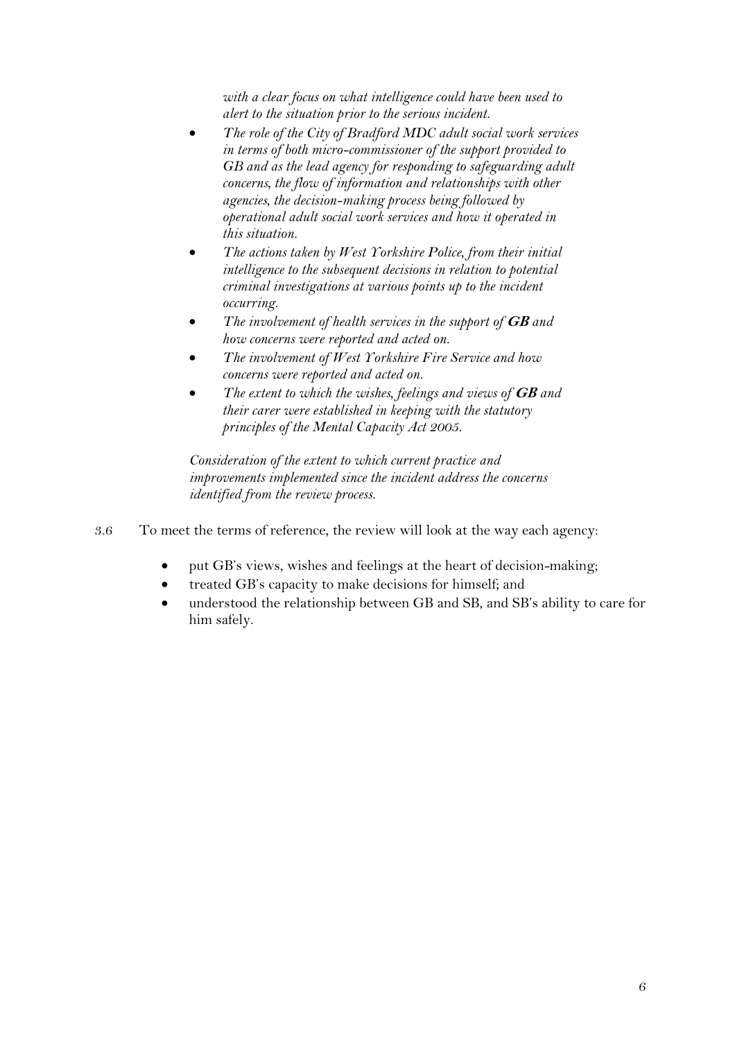*with a clear focus on what intelligence could have been used to alert to the situation prior to the serious incident.*

- *The role of the City of Bradford MDC adult social work services in terms of both micro-commissioner of the support provided to GB and as the lead agency for responding to safeguarding adult concerns, the flow of information and relationships with other agencies, the decision-making process being followed by operational adult social work services and how it operated in this situation.*
- *The actions taken by West Yorkshire Police, from their initial intelligence to the subsequent decisions in relation to potential criminal investigations at various points up to the incident occurring.*
- *The involvement of health services in the support of **GB** and how concerns were reported and acted on.*
- *The involvement of West Yorkshire Fire Service and how concerns were reported and acted on.*
- *The extent to which the wishes, feelings and views of **GB** and their carer were established in keeping with the statutory principles of the Mental Capacity Act 2005.*

*Consideration of the extent to which current practice and improvements implemented since the incident address the concerns identified from the review process.*

3.6 To meet the terms of reference, the review will look at the way each agency:

- put GB's views, wishes and feelings at the heart of decision-making;
- treated GB's capacity to make decisions for himself; and
- understood the relationship between GB and SB, and SB's ability to care for him safely.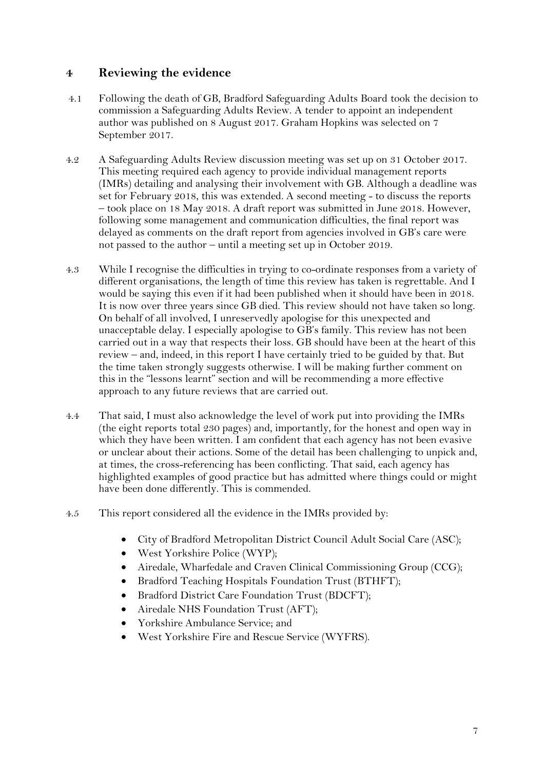## 4 Reviewing the evidence

4.1 Following the death of GB, Bradford Safeguarding Adults Board took the decision to commission a Safeguarding Adults Review. A tender to appoint an independent author was published on 8 August 2017. Graham Hopkins was selected on 7 September 2017.

4.2 A Safeguarding Adults Review discussion meeting was set up on 31 October 2017. This meeting required each agency to provide individual management reports (IMRs) detailing and analysing their involvement with GB. Although a deadline was set for February 2018, this was extended. A second meeting - to discuss the reports – took place on 18 May 2018. A draft report was submitted in June 2018. However, following some management and communication difficulties, the final report was delayed as comments on the draft report from agencies involved in GB's care were not passed to the author – until a meeting set up in October 2019.

4.3 While I recognise the difficulties in trying to co-ordinate responses from a variety of different organisations, the length of time this review has taken is regrettable. And I would be saying this even if it had been published when it should have been in 2018. It is now over three years since GB died. This review should not have taken so long. On behalf of all involved, I unreservedly apologise for this unexpected and unacceptable delay. I especially apologise to GB's family. This review has not been carried out in a way that respects their loss. GB should have been at the heart of this review – and, indeed, in this report I have certainly tried to be guided by that. But the time taken strongly suggests otherwise. I will be making further comment on this in the "lessons learnt" section and will be recommending a more effective approach to any future reviews that are carried out.

4.4 That said, I must also acknowledge the level of work put into providing the IMRs (the eight reports total 230 pages) and, importantly, for the honest and open way in which they have been written. I am confident that each agency has not been evasive or unclear about their actions. Some of the detail has been challenging to unpick and, at times, the cross-referencing has been conflicting. That said, each agency has highlighted examples of good practice but has admitted where things could or might have been done differently. This is commended.

4.5 This report considered all the evidence in the IMRs provided by:

- City of Bradford Metropolitan District Council Adult Social Care (ASC);
- West Yorkshire Police (WYP);
- Airedale, Wharfedale and Craven Clinical Commissioning Group (CCG);
- Bradford Teaching Hospitals Foundation Trust (BTHFT);
- Bradford District Care Foundation Trust (BDCFT);
- Airedale NHS Foundation Trust (AFT);
- Yorkshire Ambulance Service; and
- West Yorkshire Fire and Rescue Service (WYFRS).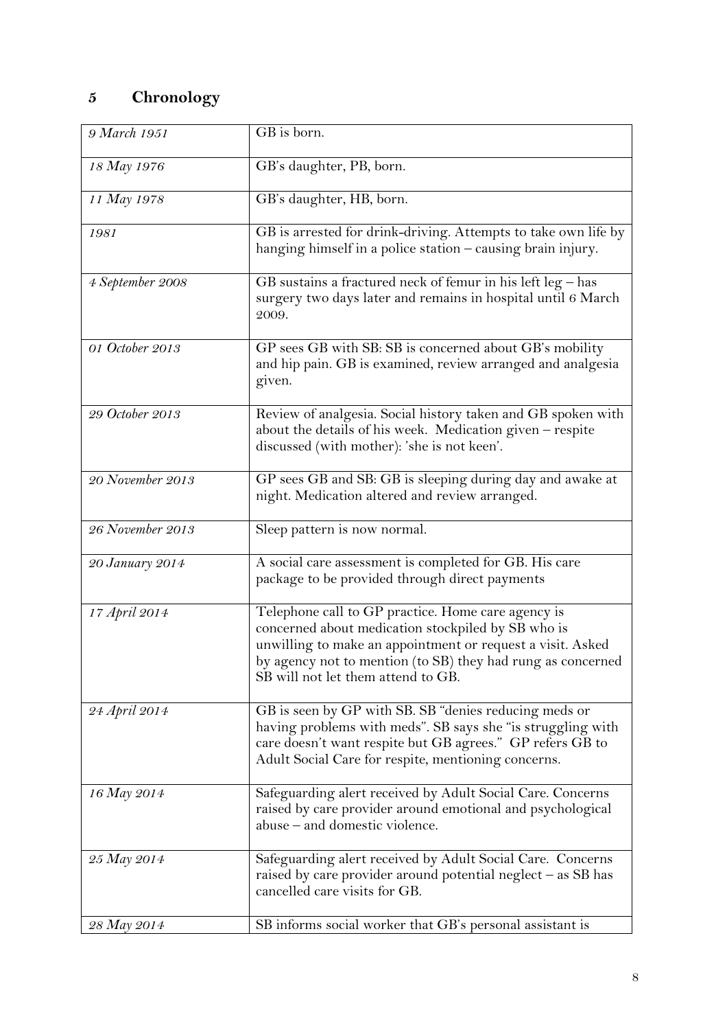## 5 Chronology

| | |
|---|---|
| *9 March 1951* | GB is born. |
| *18 May 1976* | GB's daughter, PB, born. |
| *11 May 1978* | GB's daughter, HB, born. |
| *1981* | GB is arrested for drink-driving. Attempts to take own life by hanging himself in a police station – causing brain injury. |
| *4 September 2008* | GB sustains a fractured neck of femur in his left leg – has surgery two days later and remains in hospital until 6 March 2009. |
| *01 October 2013* | GP sees GB with SB: SB is concerned about GB's mobility and hip pain. GB is examined, review arranged and analgesia given. |
| *29 October 2013* | Review of analgesia. Social history taken and GB spoken with about the details of his week. Medication given – respite discussed (with mother): 'she is not keen'. |
| *20 November 2013* | GP sees GB and SB: GB is sleeping during day and awake at night. Medication altered and review arranged. |
| *26 November 2013* | Sleep pattern is now normal. |
| *20 January 2014* | A social care assessment is completed for GB. His care package to be provided through direct payments |
| *17 April 2014* | Telephone call to GP practice. Home care agency is concerned about medication stockpiled by SB who is unwilling to make an appointment or request a visit. Asked by agency not to mention (to SB) they had rung as concerned SB will not let them attend to GB. |
| *24 April 2014* | GB is seen by GP with SB. SB "denies reducing meds or having problems with meds". SB says she "is struggling with care doesn't want respite but GB agrees." GP refers GB to Adult Social Care for respite, mentioning concerns. |
| *16 May 2014* | Safeguarding alert received by Adult Social Care. Concerns raised by care provider around emotional and psychological abuse – and domestic violence. |
| *25 May 2014* | Safeguarding alert received by Adult Social Care. Concerns raised by care provider around potential neglect – as SB has cancelled care visits for GB. |
| *28 May 2014* | SB informs social worker that GB's personal assistant is |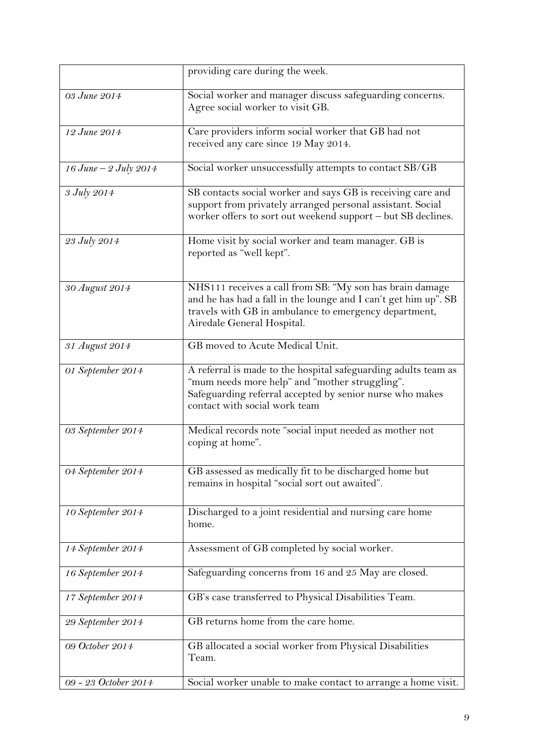| | |
|---|---|
| | providing care during the week. |
| *03 June 2014* | Social worker and manager discuss safeguarding concerns. Agree social worker to visit GB. |
| *12 June 2014* | Care providers inform social worker that GB had not received any care since 19 May 2014. |
| *16 June – 2 July 2014* | Social worker unsuccessfully attempts to contact SB/GB |
| *3 July 2014* | SB contacts social worker and says GB is receiving care and support from privately arranged personal assistant. Social worker offers to sort out weekend support – but SB declines. |
| *23 July 2014* | Home visit by social worker and team manager. GB is reported as "well kept". |
| *30 August 2014* | NHS111 receives a call from SB: "My son has brain damage and he has had a fall in the lounge and I can't get him up". SB travels with GB in ambulance to emergency department, Airedale General Hospital. |
| *31 August 2014* | GB moved to Acute Medical Unit. |
| *01 September 2014* | A referral is made to the hospital safeguarding adults team as "mum needs more help" and "mother struggling". Safeguarding referral accepted by senior nurse who makes contact with social work team |
| *03 September 2014* | Medical records note "social input needed as mother not coping at home". |
| *04 September 2014* | GB assessed as medically fit to be discharged home but remains in hospital "social sort out awaited". |
| *10 September 2014* | Discharged to a joint residential and nursing care home home. |
| *14 September 2014* | Assessment of GB completed by social worker. |
| *16 September 2014* | Safeguarding concerns from 16 and 25 May are closed. |
| *17 September 2014* | GB's case transferred to Physical Disabilities Team. |
| *29 September 2014* | GB returns home from the care home. |
| *09 October 2014* | GB allocated a social worker from Physical Disabilities Team. |
| *09 - 23 October 2014* | Social worker unable to make contact to arrange a home visit. |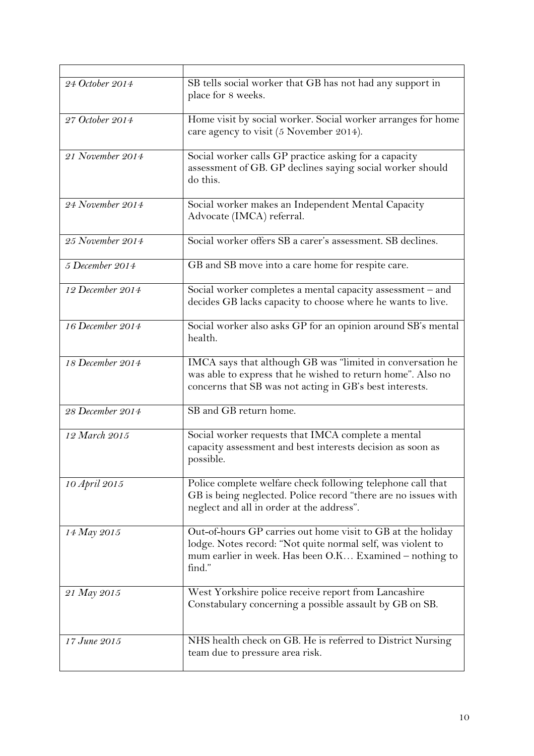| | |
|---|---|
| *24 October 2014* | SB tells social worker that GB has not had any support in place for 8 weeks. |
| *27 October 2014* | Home visit by social worker. Social worker arranges for home care agency to visit (5 November 2014). |
| *21 November 2014* | Social worker calls GP practice asking for a capacity assessment of GB. GP declines saying social worker should do this. |
| *24 November 2014* | Social worker makes an Independent Mental Capacity Advocate (IMCA) referral. |
| *25 November 2014* | Social worker offers SB a carer's assessment. SB declines. |
| *5 December 2014* | GB and SB move into a care home for respite care. |
| *12 December 2014* | Social worker completes a mental capacity assessment – and decides GB lacks capacity to choose where he wants to live. |
| *16 December 2014* | Social worker also asks GP for an opinion around SB's mental health. |
| *18 December 2014* | IMCA says that although GB was "limited in conversation he was able to express that he wished to return home". Also no concerns that SB was not acting in GB's best interests. |
| *28 December 2014* | SB and GB return home. |
| *12 March 2015* | Social worker requests that IMCA complete a mental capacity assessment and best interests decision as soon as possible. |
| *10 April 2015* | Police complete welfare check following telephone call that GB is being neglected. Police record "there are no issues with neglect and all in order at the address". |
| *14 May 2015* | Out-of-hours GP carries out home visit to GB at the holiday lodge. Notes record: "Not quite normal self, was violent to mum earlier in week. Has been O.K… Examined – nothing to find." |
| *21 May 2015* | West Yorkshire police receive report from Lancashire Constabulary concerning a possible assault by GB on SB. |
| *17 June 2015* | NHS health check on GB. He is referred to District Nursing team due to pressure area risk. |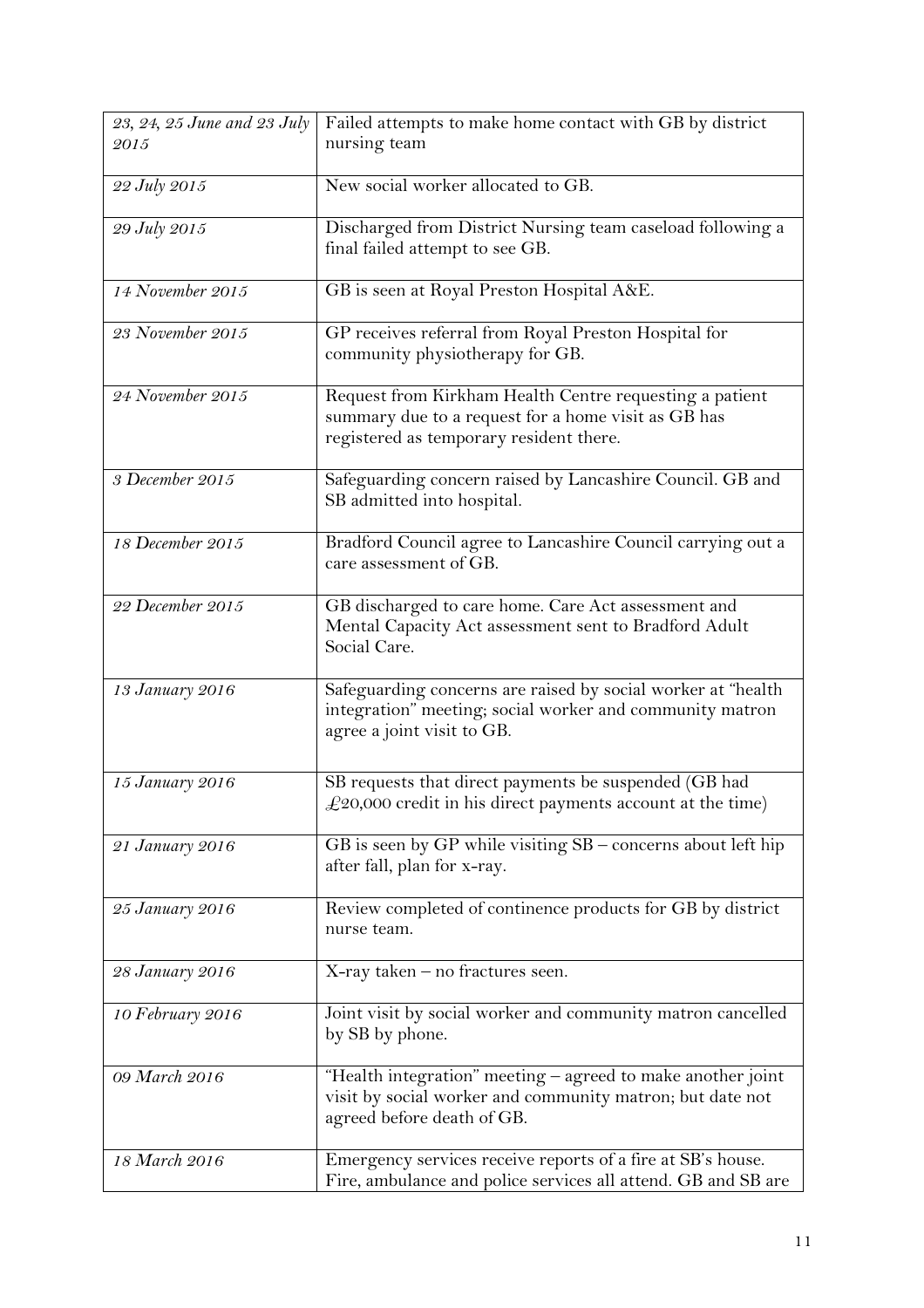| | |
|---|---|
| *23, 24, 25 June and 23 July 2015* | Failed attempts to make home contact with GB by district nursing team |
| *22 July 2015* | New social worker allocated to GB. |
| *29 July 2015* | Discharged from District Nursing team caseload following a final failed attempt to see GB. |
| *14 November 2015* | GB is seen at Royal Preston Hospital A&E. |
| *23 November 2015* | GP receives referral from Royal Preston Hospital for community physiotherapy for GB. |
| *24 November 2015* | Request from Kirkham Health Centre requesting a patient summary due to a request for a home visit as GB has registered as temporary resident there. |
| *3 December 2015* | Safeguarding concern raised by Lancashire Council. GB and SB admitted into hospital. |
| *18 December 2015* | Bradford Council agree to Lancashire Council carrying out a care assessment of GB. |
| *22 December 2015* | GB discharged to care home. Care Act assessment and Mental Capacity Act assessment sent to Bradford Adult Social Care. |
| *13 January 2016* | Safeguarding concerns are raised by social worker at "health integration" meeting; social worker and community matron agree a joint visit to GB. |
| *15 January 2016* | SB requests that direct payments be suspended (GB had £20,000 credit in his direct payments account at the time) |
| *21 January 2016* | GB is seen by GP while visiting SB – concerns about left hip after fall, plan for x-ray. |
| *25 January 2016* | Review completed of continence products for GB by district nurse team. |
| *28 January 2016* | X-ray taken – no fractures seen. |
| *10 February 2016* | Joint visit by social worker and community matron cancelled by SB by phone. |
| *09 March 2016* | "Health integration" meeting – agreed to make another joint visit by social worker and community matron; but date not agreed before death of GB. |
| *18 March 2016* | Emergency services receive reports of a fire at SB's house. Fire, ambulance and police services all attend. GB and SB are |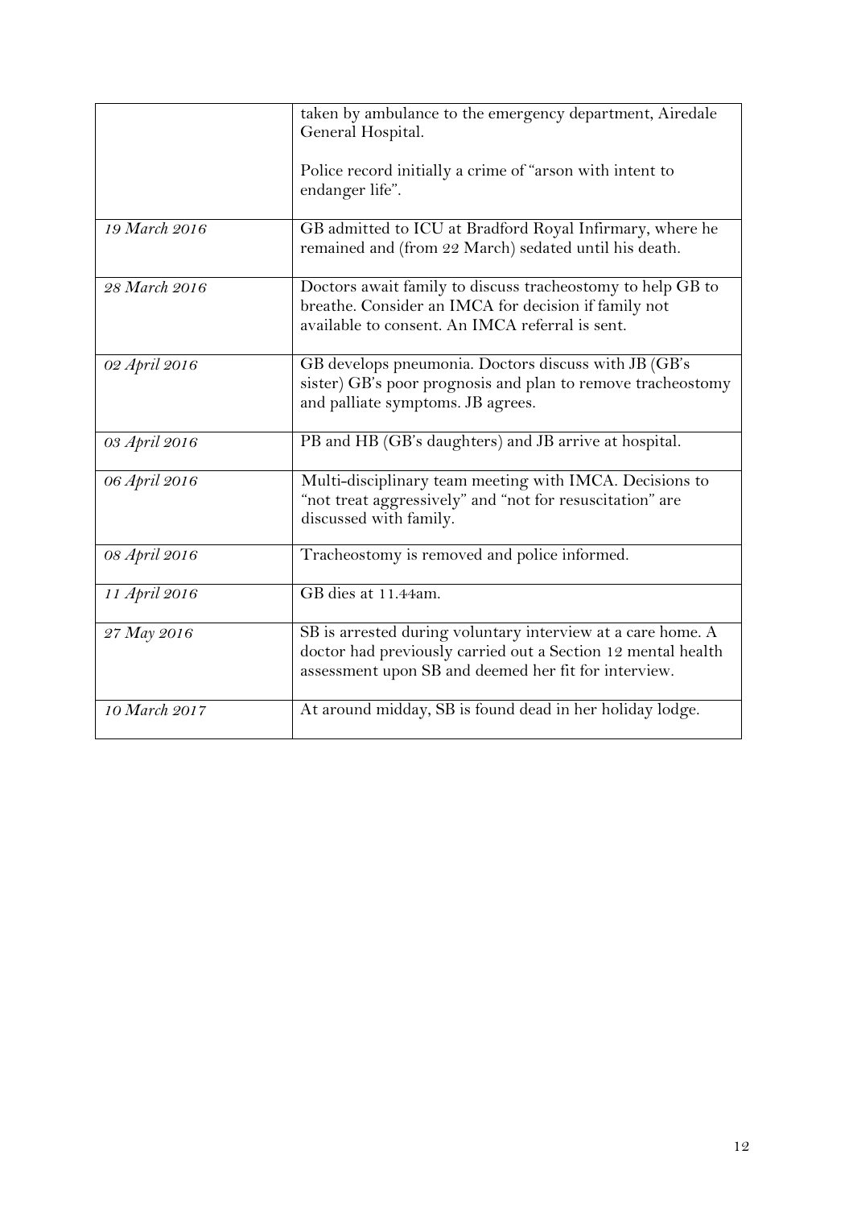| | |
|---|---|
| | taken by ambulance to the emergency department, Airedale General Hospital.<br><br>Police record initially a crime of "arson with intent to endanger life". |
| *19 March 2016* | GB admitted to ICU at Bradford Royal Infirmary, where he remained and (from 22 March) sedated until his death. |
| *28 March 2016* | Doctors await family to discuss tracheostomy to help GB to breathe. Consider an IMCA for decision if family not available to consent. An IMCA referral is sent. |
| *02 April 2016* | GB develops pneumonia. Doctors discuss with JB (GB's sister) GB's poor prognosis and plan to remove tracheostomy and palliate symptoms. JB agrees. |
| *03 April 2016* | PB and HB (GB's daughters) and JB arrive at hospital. |
| *06 April 2016* | Multi-disciplinary team meeting with IMCA. Decisions to "not treat aggressively" and "not for resuscitation" are discussed with family. |
| *08 April 2016* | Tracheostomy is removed and police informed. |
| *11 April 2016* | GB dies at 11.44am. |
| *27 May 2016* | SB is arrested during voluntary interview at a care home. A doctor had previously carried out a Section 12 mental health assessment upon SB and deemed her fit for interview. |
| *10 March 2017* | At around midday, SB is found dead in her holiday lodge. |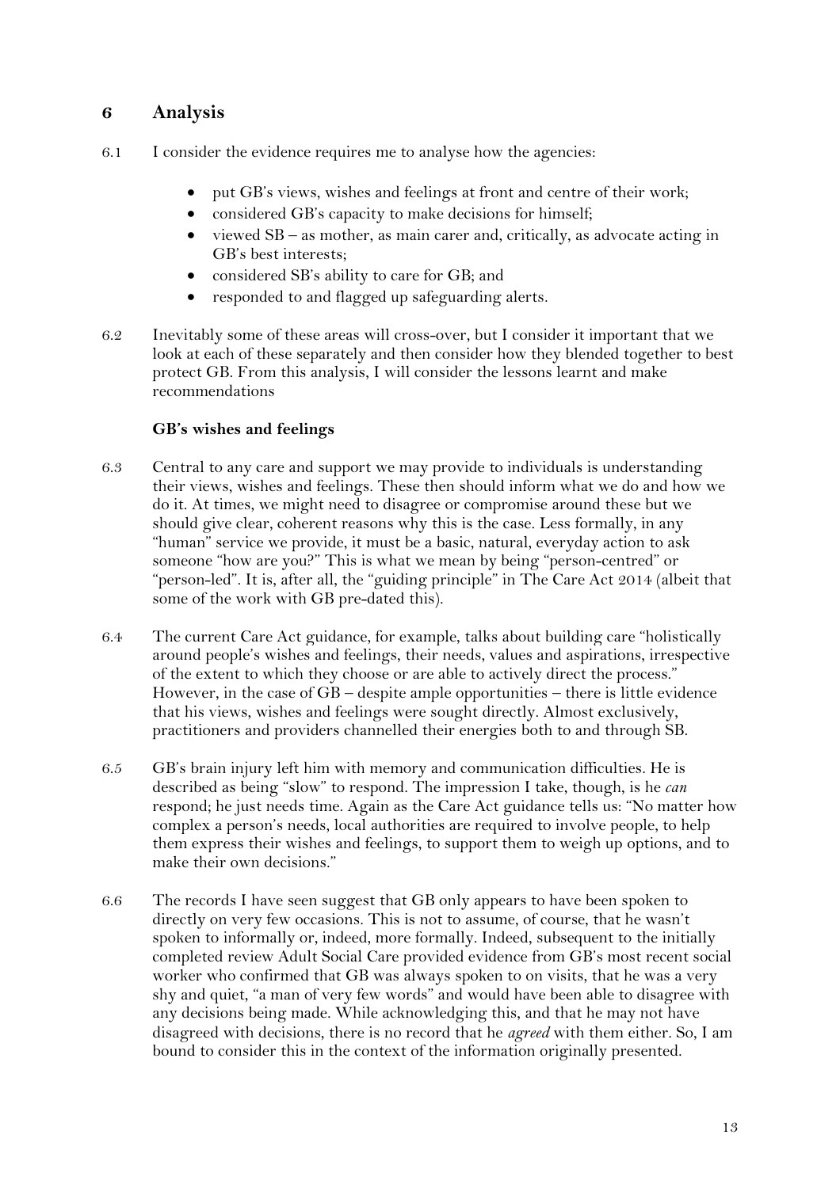## 6 Analysis

6.1 I consider the evidence requires me to analyse how the agencies:

- put GB's views, wishes and feelings at front and centre of their work;
- considered GB's capacity to make decisions for himself;
- viewed SB – as mother, as main carer and, critically, as advocate acting in GB's best interests;
- considered SB's ability to care for GB; and
- responded to and flagged up safeguarding alerts.

6.2 Inevitably some of these areas will cross-over, but I consider it important that we look at each of these separately and then consider how they blended together to best protect GB. From this analysis, I will consider the lessons learnt and make recommendations

**GB's wishes and feelings**

6.3 Central to any care and support we may provide to individuals is understanding their views, wishes and feelings. These then should inform what we do and how we do it. At times, we might need to disagree or compromise around these but we should give clear, coherent reasons why this is the case. Less formally, in any "human" service we provide, it must be a basic, natural, everyday action to ask someone "how are you?" This is what we mean by being "person-centred" or "person-led". It is, after all, the "guiding principle" in The Care Act 2014 (albeit that some of the work with GB pre-dated this).

6.4 The current Care Act guidance, for example, talks about building care "holistically around people's wishes and feelings, their needs, values and aspirations, irrespective of the extent to which they choose or are able to actively direct the process." However, in the case of GB – despite ample opportunities – there is little evidence that his views, wishes and feelings were sought directly. Almost exclusively, practitioners and providers channelled their energies both to and through SB.

6.5 GB's brain injury left him with memory and communication difficulties. He is described as being "slow" to respond. The impression I take, though, is he *can* respond; he just needs time. Again as the Care Act guidance tells us: "No matter how complex a person's needs, local authorities are required to involve people, to help them express their wishes and feelings, to support them to weigh up options, and to make their own decisions."

6.6 The records I have seen suggest that GB only appears to have been spoken to directly on very few occasions. This is not to assume, of course, that he wasn't spoken to informally or, indeed, more formally. Indeed, subsequent to the initially completed review Adult Social Care provided evidence from GB's most recent social worker who confirmed that GB was always spoken to on visits, that he was a very shy and quiet, "a man of very few words" and would have been able to disagree with any decisions being made. While acknowledging this, and that he may not have disagreed with decisions, there is no record that he *agreed* with them either. So, I am bound to consider this in the context of the information originally presented.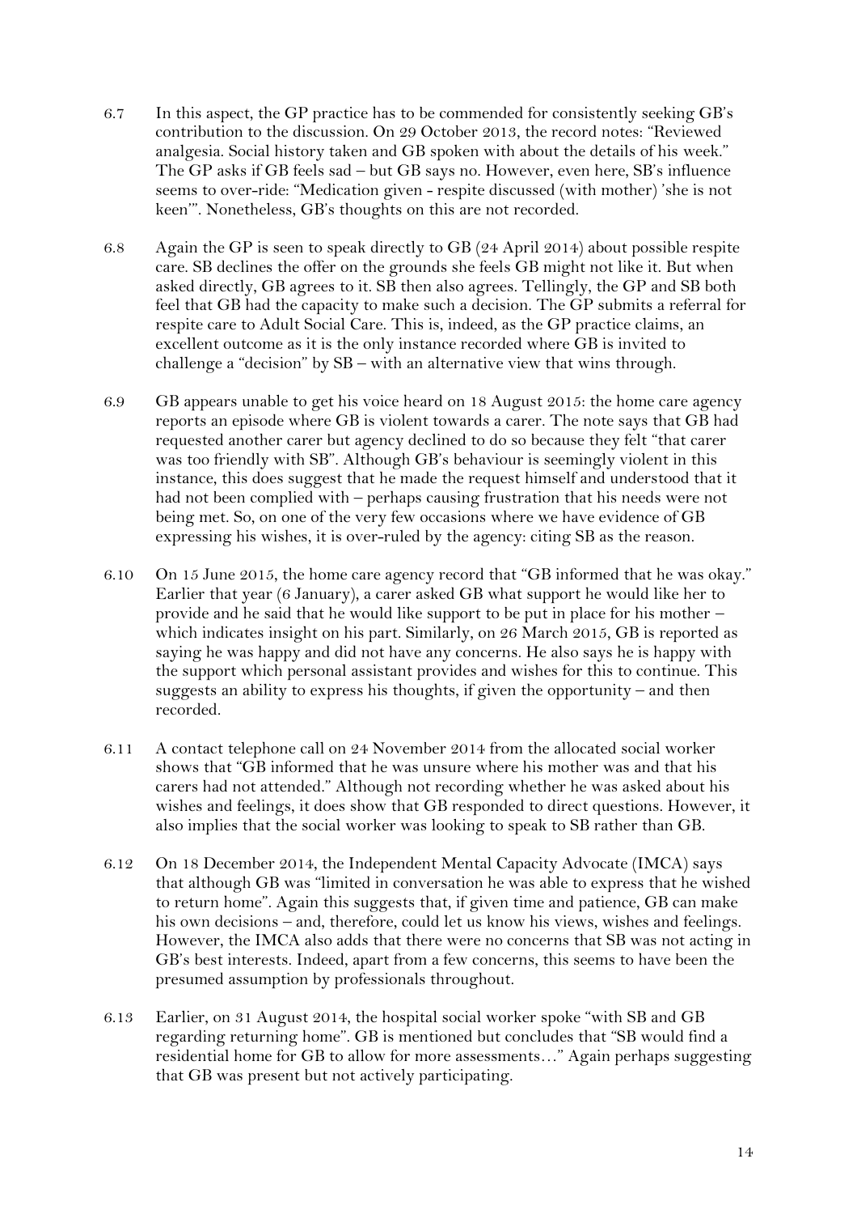6.7 In this aspect, the GP practice has to be commended for consistently seeking GB's contribution to the discussion. On 29 October 2013, the record notes: "Reviewed analgesia. Social history taken and GB spoken with about the details of his week." The GP asks if GB feels sad – but GB says no. However, even here, SB's influence seems to over-ride: "Medication given - respite discussed (with mother) 'she is not keen'". Nonetheless, GB's thoughts on this are not recorded.

6.8 Again the GP is seen to speak directly to GB (24 April 2014) about possible respite care. SB declines the offer on the grounds she feels GB might not like it. But when asked directly, GB agrees to it. SB then also agrees. Tellingly, the GP and SB both feel that GB had the capacity to make such a decision. The GP submits a referral for respite care to Adult Social Care. This is, indeed, as the GP practice claims, an excellent outcome as it is the only instance recorded where GB is invited to challenge a "decision" by SB – with an alternative view that wins through.

6.9 GB appears unable to get his voice heard on 18 August 2015: the home care agency reports an episode where GB is violent towards a carer. The note says that GB had requested another carer but agency declined to do so because they felt "that carer was too friendly with SB". Although GB's behaviour is seemingly violent in this instance, this does suggest that he made the request himself and understood that it had not been complied with – perhaps causing frustration that his needs were not being met. So, on one of the very few occasions where we have evidence of GB expressing his wishes, it is over-ruled by the agency: citing SB as the reason.

6.10 On 15 June 2015, the home care agency record that "GB informed that he was okay." Earlier that year (6 January), a carer asked GB what support he would like her to provide and he said that he would like support to be put in place for his mother – which indicates insight on his part. Similarly, on 26 March 2015, GB is reported as saying he was happy and did not have any concerns. He also says he is happy with the support which personal assistant provides and wishes for this to continue. This suggests an ability to express his thoughts, if given the opportunity – and then recorded.

6.11 A contact telephone call on 24 November 2014 from the allocated social worker shows that "GB informed that he was unsure where his mother was and that his carers had not attended." Although not recording whether he was asked about his wishes and feelings, it does show that GB responded to direct questions. However, it also implies that the social worker was looking to speak to SB rather than GB.

6.12 On 18 December 2014, the Independent Mental Capacity Advocate (IMCA) says that although GB was "limited in conversation he was able to express that he wished to return home". Again this suggests that, if given time and patience, GB can make his own decisions – and, therefore, could let us know his views, wishes and feelings. However, the IMCA also adds that there were no concerns that SB was not acting in GB's best interests. Indeed, apart from a few concerns, this seems to have been the presumed assumption by professionals throughout.

6.13 Earlier, on 31 August 2014, the hospital social worker spoke "with SB and GB regarding returning home". GB is mentioned but concludes that "SB would find a residential home for GB to allow for more assessments…" Again perhaps suggesting that GB was present but not actively participating.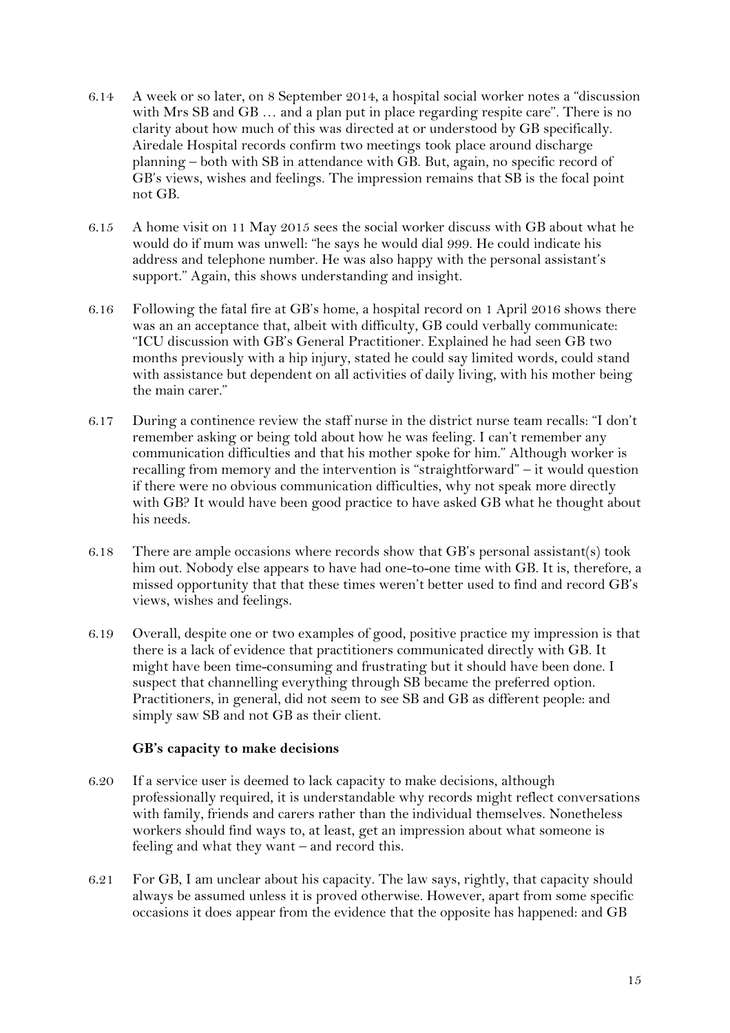6.14 A week or so later, on 8 September 2014, a hospital social worker notes a "discussion with Mrs SB and GB … and a plan put in place regarding respite care". There is no clarity about how much of this was directed at or understood by GB specifically. Airedale Hospital records confirm two meetings took place around discharge planning – both with SB in attendance with GB. But, again, no specific record of GB's views, wishes and feelings. The impression remains that SB is the focal point not GB.

6.15 A home visit on 11 May 2015 sees the social worker discuss with GB about what he would do if mum was unwell: "he says he would dial 999. He could indicate his address and telephone number. He was also happy with the personal assistant's support." Again, this shows understanding and insight.

6.16 Following the fatal fire at GB's home, a hospital record on 1 April 2016 shows there was an an acceptance that, albeit with difficulty, GB could verbally communicate: "ICU discussion with GB's General Practitioner. Explained he had seen GB two months previously with a hip injury, stated he could say limited words, could stand with assistance but dependent on all activities of daily living, with his mother being the main carer."

6.17 During a continence review the staff nurse in the district nurse team recalls: "I don't remember asking or being told about how he was feeling. I can't remember any communication difficulties and that his mother spoke for him." Although worker is recalling from memory and the intervention is "straightforward" – it would question if there were no obvious communication difficulties, why not speak more directly with GB? It would have been good practice to have asked GB what he thought about his needs.

6.18 There are ample occasions where records show that GB's personal assistant(s) took him out. Nobody else appears to have had one-to-one time with GB. It is, therefore, a missed opportunity that that these times weren't better used to find and record GB's views, wishes and feelings.

6.19 Overall, despite one or two examples of good, positive practice my impression is that there is a lack of evidence that practitioners communicated directly with GB. It might have been time-consuming and frustrating but it should have been done. I suspect that channelling everything through SB became the preferred option. Practitioners, in general, did not seem to see SB and GB as different people: and simply saw SB and not GB as their client.

**GB's capacity to make decisions**

6.20 If a service user is deemed to lack capacity to make decisions, although professionally required, it is understandable why records might reflect conversations with family, friends and carers rather than the individual themselves. Nonetheless workers should find ways to, at least, get an impression about what someone is feeling and what they want – and record this.

6.21 For GB, I am unclear about his capacity. The law says, rightly, that capacity should always be assumed unless it is proved otherwise. However, apart from some specific occasions it does appear from the evidence that the opposite has happened: and GB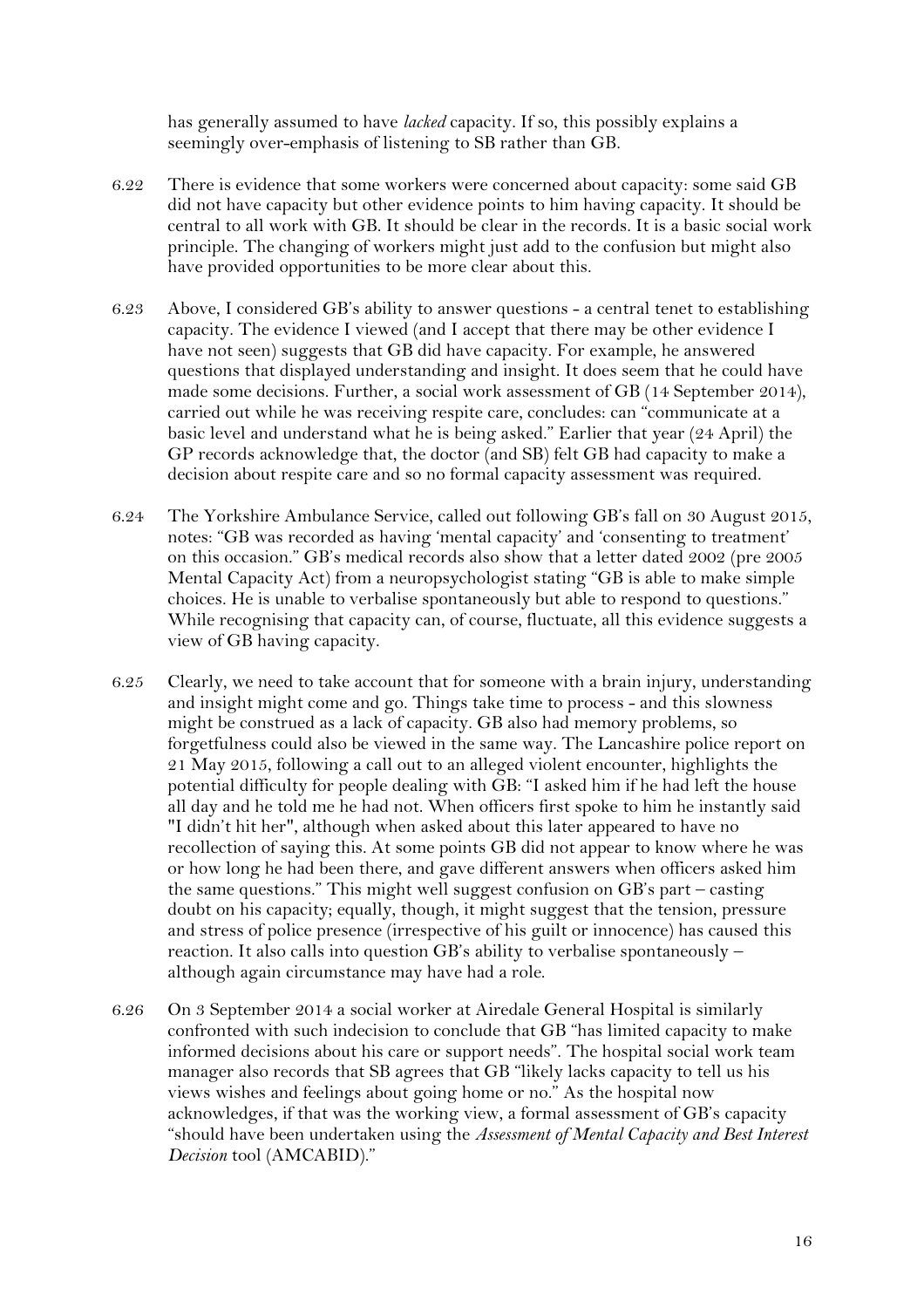has generally assumed to have *lacked* capacity. If so, this possibly explains a seemingly over-emphasis of listening to SB rather than GB.

6.22 There is evidence that some workers were concerned about capacity: some said GB did not have capacity but other evidence points to him having capacity. It should be central to all work with GB. It should be clear in the records. It is a basic social work principle. The changing of workers might just add to the confusion but might also have provided opportunities to be more clear about this.

6.23 Above, I considered GB's ability to answer questions - a central tenet to establishing capacity. The evidence I viewed (and I accept that there may be other evidence I have not seen) suggests that GB did have capacity. For example, he answered questions that displayed understanding and insight. It does seem that he could have made some decisions. Further, a social work assessment of GB (14 September 2014), carried out while he was receiving respite care, concludes: can "communicate at a basic level and understand what he is being asked." Earlier that year (24 April) the GP records acknowledge that, the doctor (and SB) felt GB had capacity to make a decision about respite care and so no formal capacity assessment was required.

6.24 The Yorkshire Ambulance Service, called out following GB's fall on 30 August 2015, notes: "GB was recorded as having 'mental capacity' and 'consenting to treatment' on this occasion." GB's medical records also show that a letter dated 2002 (pre 2005 Mental Capacity Act) from a neuropsychologist stating "GB is able to make simple choices. He is unable to verbalise spontaneously but able to respond to questions." While recognising that capacity can, of course, fluctuate, all this evidence suggests a view of GB having capacity.

6.25 Clearly, we need to take account that for someone with a brain injury, understanding and insight might come and go. Things take time to process - and this slowness might be construed as a lack of capacity. GB also had memory problems, so forgetfulness could also be viewed in the same way. The Lancashire police report on 21 May 2015, following a call out to an alleged violent encounter, highlights the potential difficulty for people dealing with GB: "I asked him if he had left the house all day and he told me he had not. When officers first spoke to him he instantly said "I didn't hit her", although when asked about this later appeared to have no recollection of saying this. At some points GB did not appear to know where he was or how long he had been there, and gave different answers when officers asked him the same questions." This might well suggest confusion on GB's part – casting doubt on his capacity; equally, though, it might suggest that the tension, pressure and stress of police presence (irrespective of his guilt or innocence) has caused this reaction. It also calls into question GB's ability to verbalise spontaneously – although again circumstance may have had a role.

6.26 On 3 September 2014 a social worker at Airedale General Hospital is similarly confronted with such indecision to conclude that GB "has limited capacity to make informed decisions about his care or support needs". The hospital social work team manager also records that SB agrees that GB "likely lacks capacity to tell us his views wishes and feelings about going home or no." As the hospital now acknowledges, if that was the working view, a formal assessment of GB's capacity "should have been undertaken using the *Assessment of Mental Capacity and Best Interest Decision* tool (AMCABID)."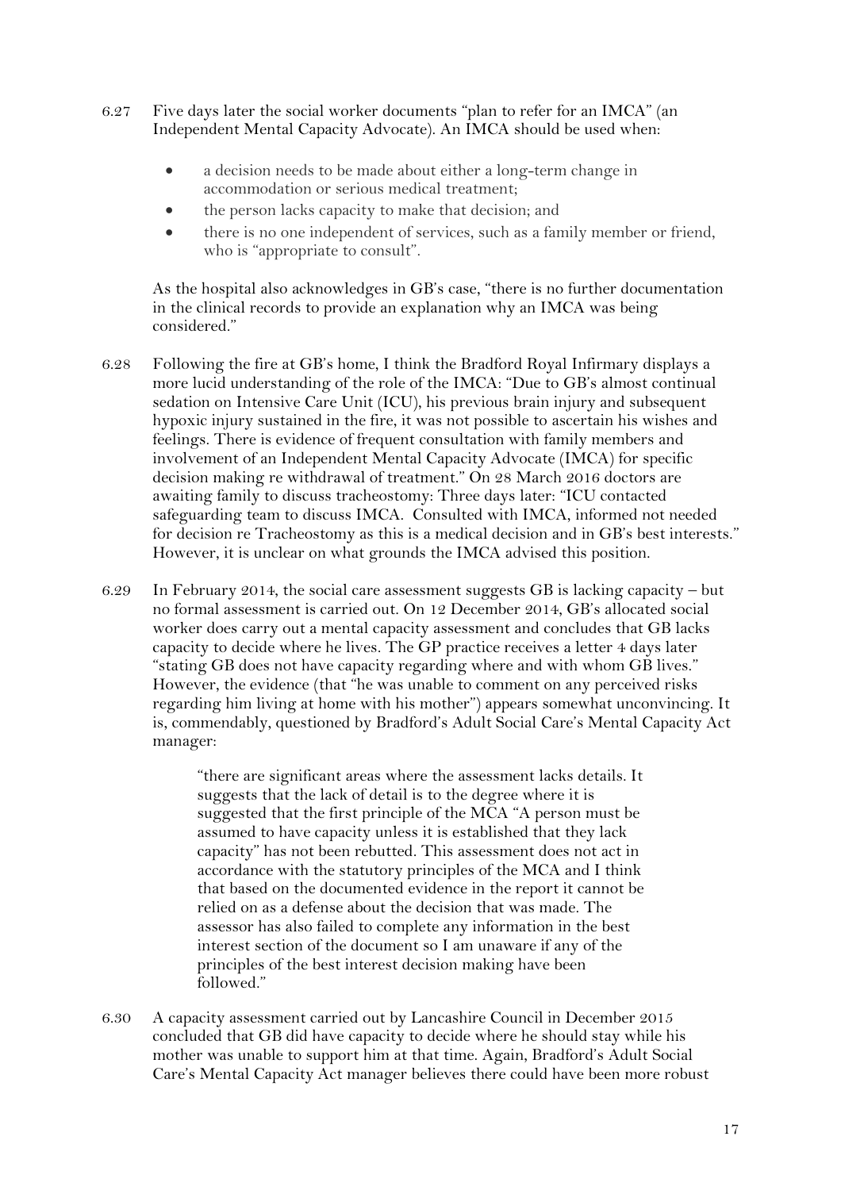6.27 Five days later the social worker documents "plan to refer for an IMCA" (an Independent Mental Capacity Advocate). An IMCA should be used when:

- a decision needs to be made about either a long-term change in accommodation or serious medical treatment;
- the person lacks capacity to make that decision; and
- there is no one independent of services, such as a family member or friend, who is "appropriate to consult".

As the hospital also acknowledges in GB's case, "there is no further documentation in the clinical records to provide an explanation why an IMCA was being considered."

6.28 Following the fire at GB's home, I think the Bradford Royal Infirmary displays a more lucid understanding of the role of the IMCA: "Due to GB's almost continual sedation on Intensive Care Unit (ICU), his previous brain injury and subsequent hypoxic injury sustained in the fire, it was not possible to ascertain his wishes and feelings. There is evidence of frequent consultation with family members and involvement of an Independent Mental Capacity Advocate (IMCA) for specific decision making re withdrawal of treatment." On 28 March 2016 doctors are awaiting family to discuss tracheostomy: Three days later: "ICU contacted safeguarding team to discuss IMCA. Consulted with IMCA, informed not needed for decision re Tracheostomy as this is a medical decision and in GB's best interests." However, it is unclear on what grounds the IMCA advised this position.

6.29 In February 2014, the social care assessment suggests GB is lacking capacity – but no formal assessment is carried out. On 12 December 2014, GB's allocated social worker does carry out a mental capacity assessment and concludes that GB lacks capacity to decide where he lives. The GP practice receives a letter 4 days later "stating GB does not have capacity regarding where and with whom GB lives." However, the evidence (that "he was unable to comment on any perceived risks regarding him living at home with his mother") appears somewhat unconvincing. It is, commendably, questioned by Bradford's Adult Social Care's Mental Capacity Act manager:

> "there are significant areas where the assessment lacks details. It suggests that the lack of detail is to the degree where it is suggested that the first principle of the MCA "A person must be assumed to have capacity unless it is established that they lack capacity" has not been rebutted. This assessment does not act in accordance with the statutory principles of the MCA and I think that based on the documented evidence in the report it cannot be relied on as a defense about the decision that was made. The assessor has also failed to complete any information in the best interest section of the document so I am unaware if any of the principles of the best interest decision making have been followed."

6.30 A capacity assessment carried out by Lancashire Council in December 2015 concluded that GB did have capacity to decide where he should stay while his mother was unable to support him at that time. Again, Bradford's Adult Social Care's Mental Capacity Act manager believes there could have been more robust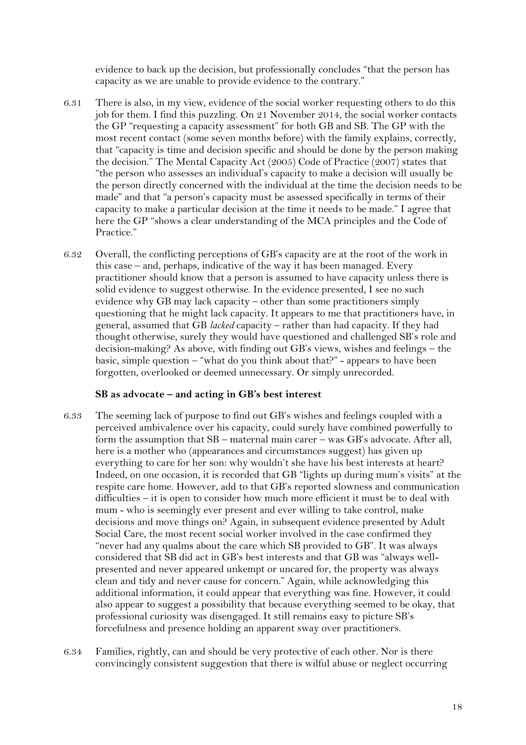evidence to back up the decision, but professionally concludes "that the person has capacity as we are unable to provide evidence to the contrary."

6.31 There is also, in my view, evidence of the social worker requesting others to do this job for them. I find this puzzling. On 21 November 2014, the social worker contacts the GP "requesting a capacity assessment" for both GB and SB. The GP with the most recent contact (some seven months before) with the family explains, correctly, that "capacity is time and decision specific and should be done by the person making the decision." The Mental Capacity Act (2005) Code of Practice (2007) states that "the person who assesses an individual's capacity to make a decision will usually be the person directly concerned with the individual at the time the decision needs to be made" and that "a person's capacity must be assessed specifically in terms of their capacity to make a particular decision at the time it needs to be made." I agree that here the GP "shows a clear understanding of the MCA principles and the Code of Practice."

6.32 Overall, the conflicting perceptions of GB's capacity are at the root of the work in this case – and, perhaps, indicative of the way it has been managed. Every practitioner should know that a person is assumed to have capacity unless there is solid evidence to suggest otherwise. In the evidence presented, I see no such evidence why GB may lack capacity – other than some practitioners simply questioning that he might lack capacity. It appears to me that practitioners have, in general, assumed that GB *lacked* capacity – rather than had capacity. If they had thought otherwise, surely they would have questioned and challenged SB's role and decision-making? As above, with finding out GB's views, wishes and feelings – the basic, simple question – "what do you think about that?" - appears to have been forgotten, overlooked or deemed unnecessary. Or simply unrecorded.

### SB as advocate – and acting in GB's best interest

6.33 The seeming lack of purpose to find out GB's wishes and feelings coupled with a perceived ambivalence over his capacity, could surely have combined powerfully to form the assumption that SB – maternal main carer – was GB's advocate. After all, here is a mother who (appearances and circumstances suggest) has given up everything to care for her son: why wouldn't she have his best interests at heart? Indeed, on one occasion, it is recorded that GB "lights up during mum's visits" at the respite care home. However, add to that GB's reported slowness and communication difficulties – it is open to consider how much more efficient it must be to deal with mum - who is seemingly ever present and ever willing to take control, make decisions and move things on? Again, in subsequent evidence presented by Adult Social Care, the most recent social worker involved in the case confirmed they "never had any qualms about the care which SB provided to GB". It was always considered that SB did act in GB's best interests and that GB was "always well-presented and never appeared unkempt or uncared for, the property was always clean and tidy and never cause for concern." Again, while acknowledging this additional information, it could appear that everything was fine. However, it could also appear to suggest a possibility that because everything seemed to be okay, that professional curiosity was disengaged. It still remains easy to picture SB's forcefulness and presence holding an apparent sway over practitioners.

6.34 Families, rightly, can and should be very protective of each other. Nor is there convincingly consistent suggestion that there is wilful abuse or neglect occurring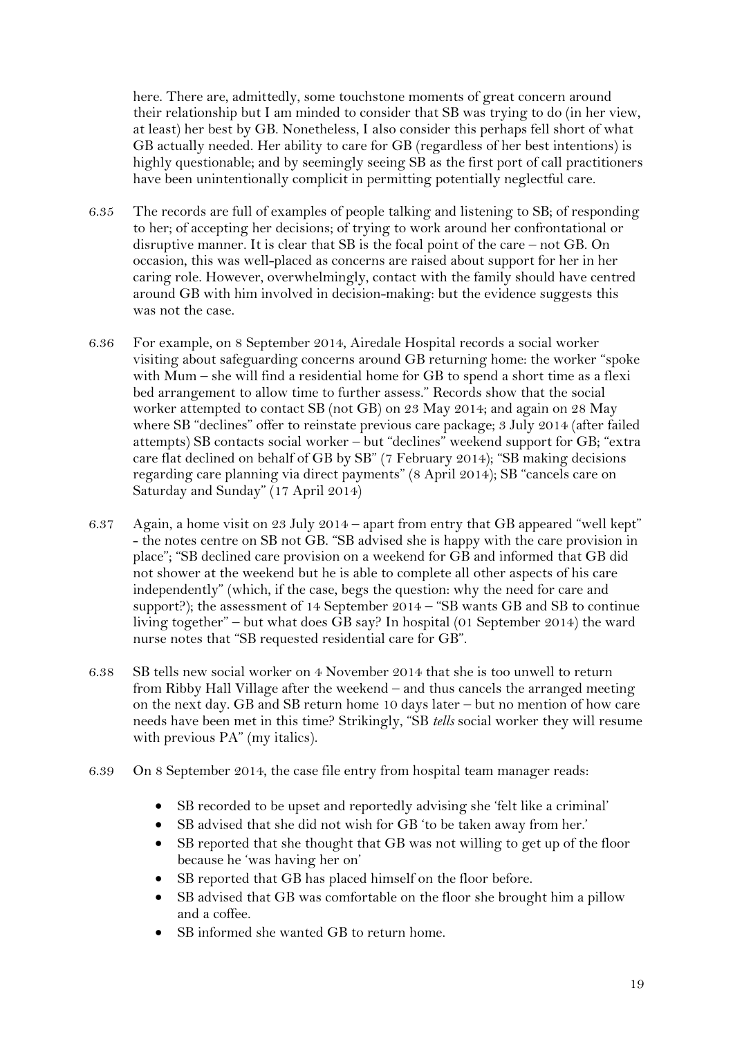here. There are, admittedly, some touchstone moments of great concern around their relationship but I am minded to consider that SB was trying to do (in her view, at least) her best by GB. Nonetheless, I also consider this perhaps fell short of what GB actually needed. Her ability to care for GB (regardless of her best intentions) is highly questionable; and by seemingly seeing SB as the first port of call practitioners have been unintentionally complicit in permitting potentially neglectful care.

6.35 The records are full of examples of people talking and listening to SB; of responding to her; of accepting her decisions; of trying to work around her confrontational or disruptive manner. It is clear that SB is the focal point of the care – not GB. On occasion, this was well-placed as concerns are raised about support for her in her caring role. However, overwhelmingly, contact with the family should have centred around GB with him involved in decision-making: but the evidence suggests this was not the case.

6.36 For example, on 8 September 2014, Airedale Hospital records a social worker visiting about safeguarding concerns around GB returning home: the worker "spoke with Mum – she will find a residential home for GB to spend a short time as a flexi bed arrangement to allow time to further assess." Records show that the social worker attempted to contact SB (not GB) on 23 May 2014; and again on 28 May where SB "declines" offer to reinstate previous care package; 3 July 2014 (after failed attempts) SB contacts social worker – but "declines" weekend support for GB; "extra care flat declined on behalf of GB by SB" (7 February 2014); "SB making decisions regarding care planning via direct payments" (8 April 2014); SB "cancels care on Saturday and Sunday" (17 April 2014)

6.37 Again, a home visit on 23 July 2014 – apart from entry that GB appeared "well kept" - the notes centre on SB not GB. "SB advised she is happy with the care provision in place"; "SB declined care provision on a weekend for GB and informed that GB did not shower at the weekend but he is able to complete all other aspects of his care independently" (which, if the case, begs the question: why the need for care and support?); the assessment of 14 September 2014 – "SB wants GB and SB to continue living together" – but what does GB say? In hospital (01 September 2014) the ward nurse notes that "SB requested residential care for GB".

6.38 SB tells new social worker on 4 November 2014 that she is too unwell to return from Ribby Hall Village after the weekend – and thus cancels the arranged meeting on the next day. GB and SB return home 10 days later – but no mention of how care needs have been met in this time? Strikingly, "SB *tells* social worker they will resume with previous PA" (my italics).

6.39 On 8 September 2014, the case file entry from hospital team manager reads:

- SB recorded to be upset and reportedly advising she 'felt like a criminal'
- SB advised that she did not wish for GB 'to be taken away from her.'
- SB reported that she thought that GB was not willing to get up of the floor because he 'was having her on'
- SB reported that GB has placed himself on the floor before.
- SB advised that GB was comfortable on the floor she brought him a pillow and a coffee.
- SB informed she wanted GB to return home.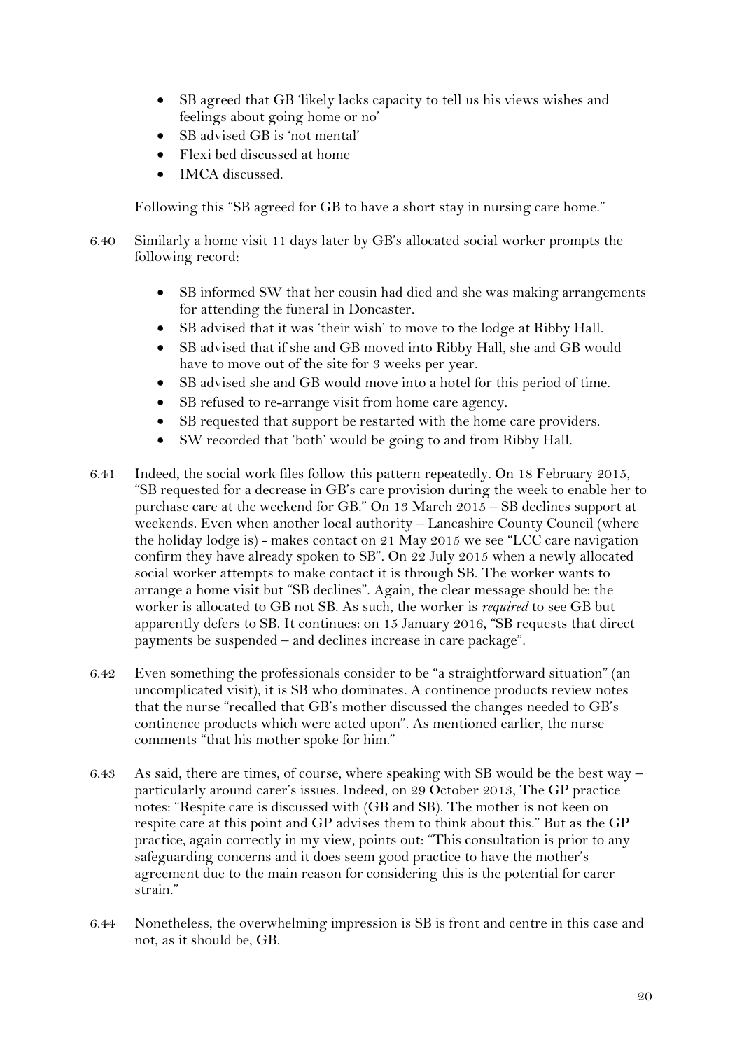- SB agreed that GB 'likely lacks capacity to tell us his views wishes and feelings about going home or no'
- SB advised GB is 'not mental'
- Flexi bed discussed at home
- IMCA discussed.

Following this "SB agreed for GB to have a short stay in nursing care home."

6.40 Similarly a home visit 11 days later by GB's allocated social worker prompts the following record:

- SB informed SW that her cousin had died and she was making arrangements for attending the funeral in Doncaster.
- SB advised that it was 'their wish' to move to the lodge at Ribby Hall.
- SB advised that if she and GB moved into Ribby Hall, she and GB would have to move out of the site for 3 weeks per year.
- SB advised she and GB would move into a hotel for this period of time.
- SB refused to re-arrange visit from home care agency.
- SB requested that support be restarted with the home care providers.
- SW recorded that 'both' would be going to and from Ribby Hall.

6.41 Indeed, the social work files follow this pattern repeatedly. On 18 February 2015, "SB requested for a decrease in GB's care provision during the week to enable her to purchase care at the weekend for GB." On 13 March 2015 – SB declines support at weekends. Even when another local authority – Lancashire County Council (where the holiday lodge is) - makes contact on 21 May 2015 we see "LCC care navigation confirm they have already spoken to SB". On 22 July 2015 when a newly allocated social worker attempts to make contact it is through SB. The worker wants to arrange a home visit but "SB declines". Again, the clear message should be: the worker is allocated to GB not SB. As such, the worker is *required* to see GB but apparently defers to SB. It continues: on 15 January 2016, "SB requests that direct payments be suspended – and declines increase in care package".

6.42 Even something the professionals consider to be "a straightforward situation" (an uncomplicated visit), it is SB who dominates. A continence products review notes that the nurse "recalled that GB's mother discussed the changes needed to GB's continence products which were acted upon". As mentioned earlier, the nurse comments "that his mother spoke for him."

6.43 As said, there are times, of course, where speaking with SB would be the best way – particularly around carer's issues. Indeed, on 29 October 2013, The GP practice notes: "Respite care is discussed with (GB and SB). The mother is not keen on respite care at this point and GP advises them to think about this." But as the GP practice, again correctly in my view, points out: "This consultation is prior to any safeguarding concerns and it does seem good practice to have the mother's agreement due to the main reason for considering this is the potential for carer strain."

6.44 Nonetheless, the overwhelming impression is SB is front and centre in this case and not, as it should be, GB.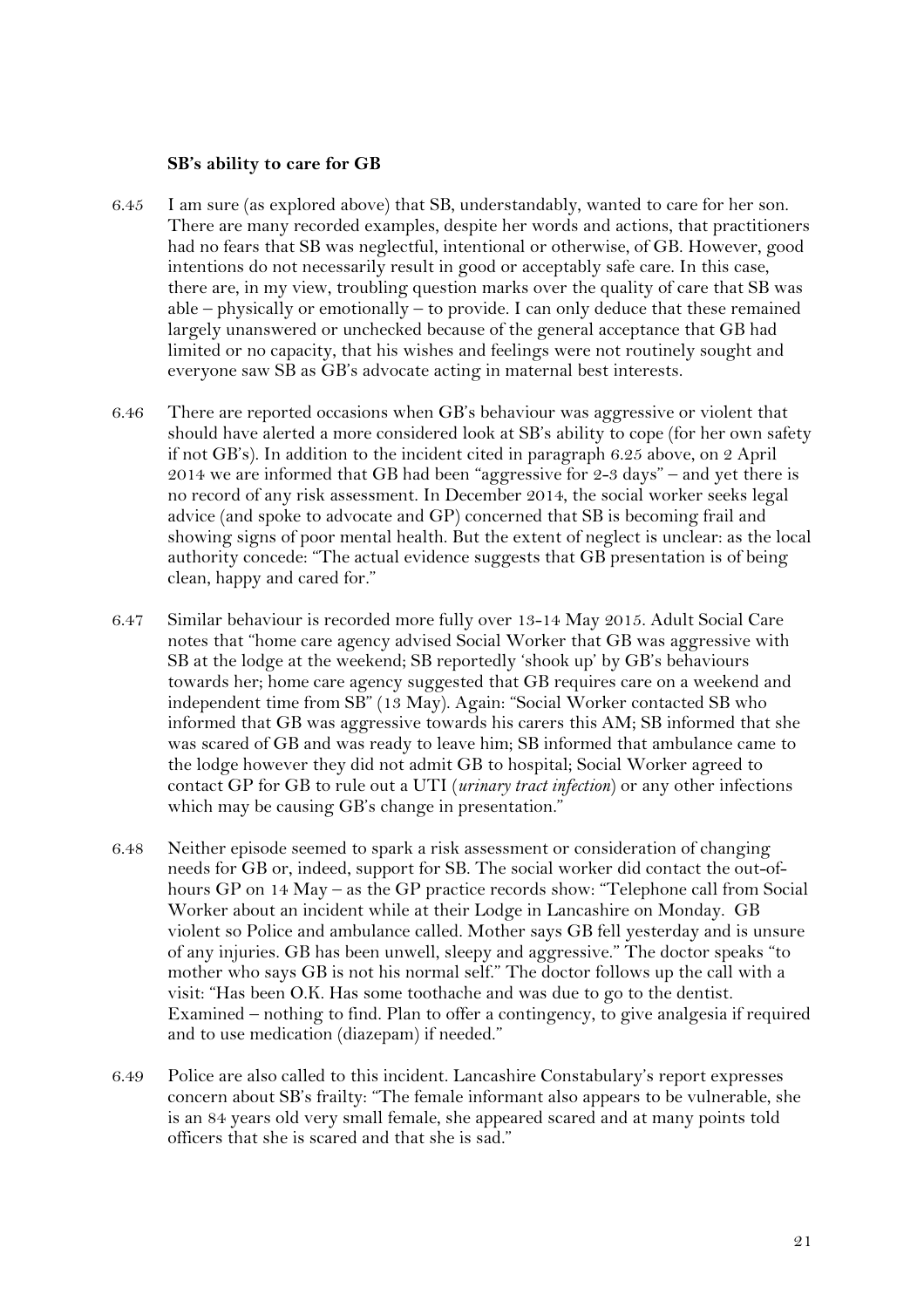**SB's ability to care for GB**

6.45 I am sure (as explored above) that SB, understandably, wanted to care for her son. There are many recorded examples, despite her words and actions, that practitioners had no fears that SB was neglectful, intentional or otherwise, of GB. However, good intentions do not necessarily result in good or acceptably safe care. In this case, there are, in my view, troubling question marks over the quality of care that SB was able – physically or emotionally – to provide. I can only deduce that these remained largely unanswered or unchecked because of the general acceptance that GB had limited or no capacity, that his wishes and feelings were not routinely sought and everyone saw SB as GB's advocate acting in maternal best interests.

6.46 There are reported occasions when GB's behaviour was aggressive or violent that should have alerted a more considered look at SB's ability to cope (for her own safety if not GB's). In addition to the incident cited in paragraph 6.25 above, on 2 April 2014 we are informed that GB had been "aggressive for 2-3 days" – and yet there is no record of any risk assessment. In December 2014, the social worker seeks legal advice (and spoke to advocate and GP) concerned that SB is becoming frail and showing signs of poor mental health. But the extent of neglect is unclear: as the local authority concede: "The actual evidence suggests that GB presentation is of being clean, happy and cared for."

6.47 Similar behaviour is recorded more fully over 13-14 May 2015. Adult Social Care notes that "home care agency advised Social Worker that GB was aggressive with SB at the lodge at the weekend; SB reportedly 'shook up' by GB's behaviours towards her; home care agency suggested that GB requires care on a weekend and independent time from SB" (13 May). Again: "Social Worker contacted SB who informed that GB was aggressive towards his carers this AM; SB informed that she was scared of GB and was ready to leave him; SB informed that ambulance came to the lodge however they did not admit GB to hospital; Social Worker agreed to contact GP for GB to rule out a UTI (*urinary tract infection*) or any other infections which may be causing GB's change in presentation."

6.48 Neither episode seemed to spark a risk assessment or consideration of changing needs for GB or, indeed, support for SB. The social worker did contact the out-of-hours GP on 14 May – as the GP practice records show: "Telephone call from Social Worker about an incident while at their Lodge in Lancashire on Monday. GB violent so Police and ambulance called. Mother says GB fell yesterday and is unsure of any injuries. GB has been unwell, sleepy and aggressive." The doctor speaks "to mother who says GB is not his normal self." The doctor follows up the call with a visit: "Has been O.K. Has some toothache and was due to go to the dentist. Examined – nothing to find. Plan to offer a contingency, to give analgesia if required and to use medication (diazepam) if needed."

6.49 Police are also called to this incident. Lancashire Constabulary's report expresses concern about SB's frailty: "The female informant also appears to be vulnerable, she is an 84 years old very small female, she appeared scared and at many points told officers that she is scared and that she is sad."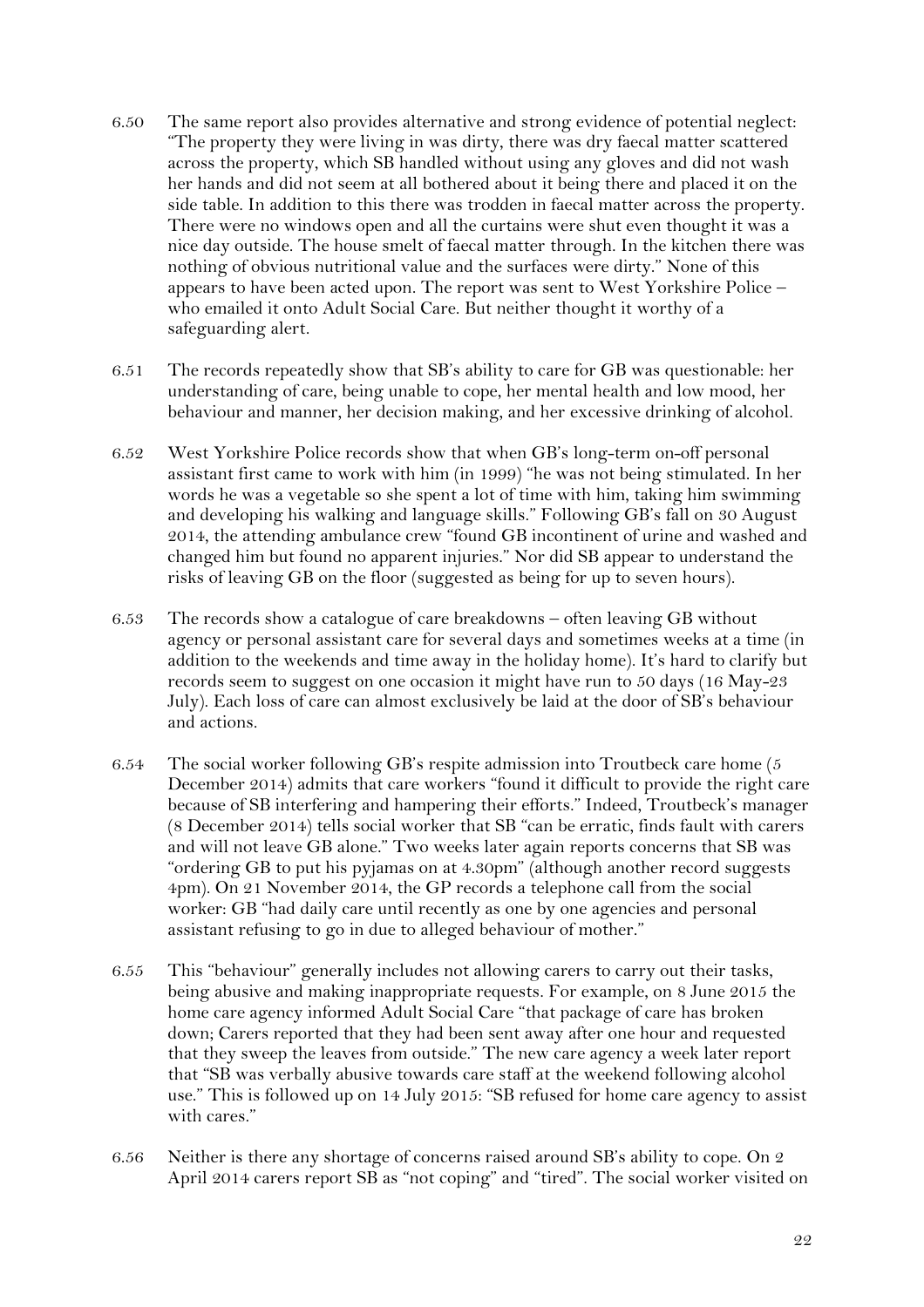6.50 The same report also provides alternative and strong evidence of potential neglect: "The property they were living in was dirty, there was dry faecal matter scattered across the property, which SB handled without using any gloves and did not wash her hands and did not seem at all bothered about it being there and placed it on the side table. In addition to this there was trodden in faecal matter across the property. There were no windows open and all the curtains were shut even thought it was a nice day outside. The house smelt of faecal matter through. In the kitchen there was nothing of obvious nutritional value and the surfaces were dirty." None of this appears to have been acted upon. The report was sent to West Yorkshire Police – who emailed it onto Adult Social Care. But neither thought it worthy of a safeguarding alert.

6.51 The records repeatedly show that SB's ability to care for GB was questionable: her understanding of care, being unable to cope, her mental health and low mood, her behaviour and manner, her decision making, and her excessive drinking of alcohol.

6.52 West Yorkshire Police records show that when GB's long-term on-off personal assistant first came to work with him (in 1999) "he was not being stimulated. In her words he was a vegetable so she spent a lot of time with him, taking him swimming and developing his walking and language skills." Following GB's fall on 30 August 2014, the attending ambulance crew "found GB incontinent of urine and washed and changed him but found no apparent injuries." Nor did SB appear to understand the risks of leaving GB on the floor (suggested as being for up to seven hours).

6.53 The records show a catalogue of care breakdowns – often leaving GB without agency or personal assistant care for several days and sometimes weeks at a time (in addition to the weekends and time away in the holiday home). It's hard to clarify but records seem to suggest on one occasion it might have run to 50 days (16 May-23 July). Each loss of care can almost exclusively be laid at the door of SB's behaviour and actions.

6.54 The social worker following GB's respite admission into Troutbeck care home (5 December 2014) admits that care workers "found it difficult to provide the right care because of SB interfering and hampering their efforts." Indeed, Troutbeck's manager (8 December 2014) tells social worker that SB "can be erratic, finds fault with carers and will not leave GB alone." Two weeks later again reports concerns that SB was "ordering GB to put his pyjamas on at 4.30pm" (although another record suggests 4pm). On 21 November 2014, the GP records a telephone call from the social worker: GB "had daily care until recently as one by one agencies and personal assistant refusing to go in due to alleged behaviour of mother."

6.55 This "behaviour" generally includes not allowing carers to carry out their tasks, being abusive and making inappropriate requests. For example, on 8 June 2015 the home care agency informed Adult Social Care "that package of care has broken down; Carers reported that they had been sent away after one hour and requested that they sweep the leaves from outside." The new care agency a week later report that "SB was verbally abusive towards care staff at the weekend following alcohol use." This is followed up on 14 July 2015: "SB refused for home care agency to assist with cares."

6.56 Neither is there any shortage of concerns raised around SB's ability to cope. On 2 April 2014 carers report SB as "not coping" and "tired". The social worker visited on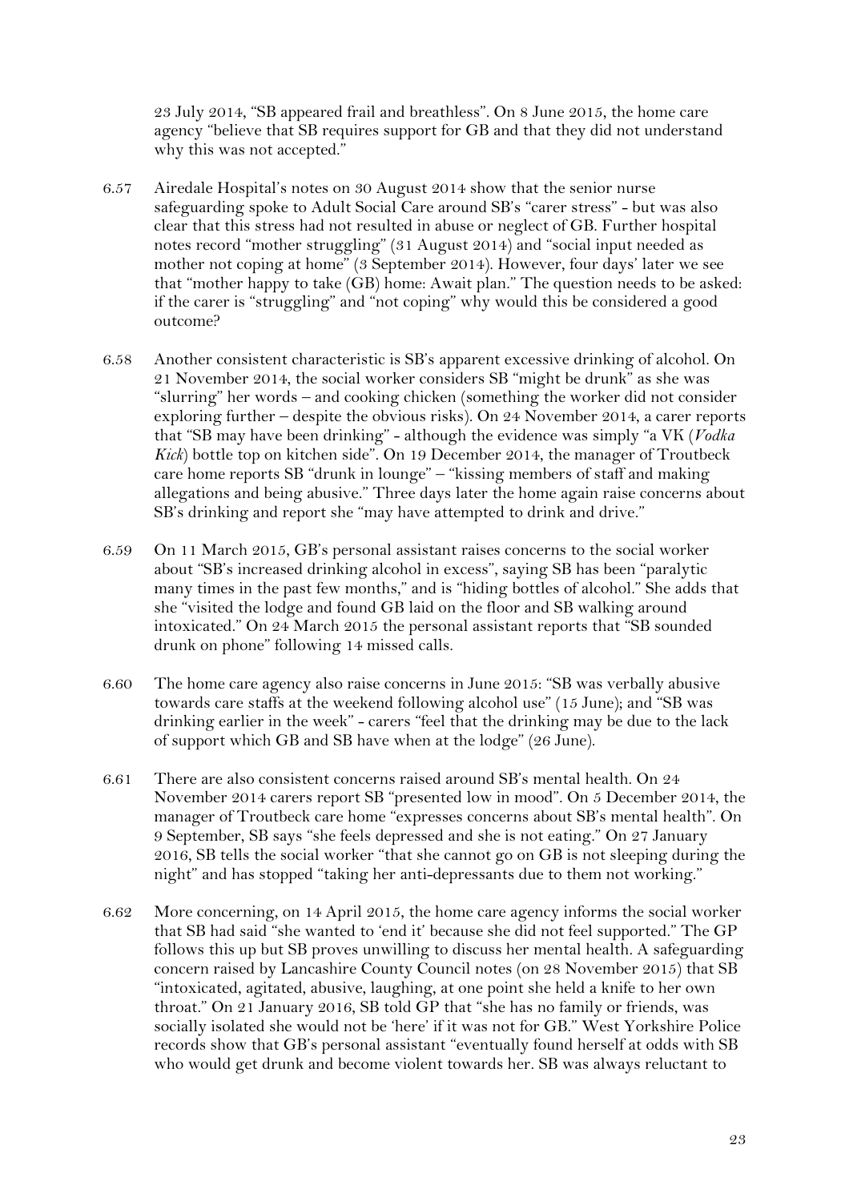23 July 2014, "SB appeared frail and breathless". On 8 June 2015, the home care agency "believe that SB requires support for GB and that they did not understand why this was not accepted."

6.57 Airedale Hospital's notes on 30 August 2014 show that the senior nurse safeguarding spoke to Adult Social Care around SB's "carer stress" - but was also clear that this stress had not resulted in abuse or neglect of GB. Further hospital notes record "mother struggling" (31 August 2014) and "social input needed as mother not coping at home" (3 September 2014). However, four days' later we see that "mother happy to take (GB) home: Await plan." The question needs to be asked: if the carer is "struggling" and "not coping" why would this be considered a good outcome?

6.58 Another consistent characteristic is SB's apparent excessive drinking of alcohol. On 21 November 2014, the social worker considers SB "might be drunk" as she was "slurring" her words – and cooking chicken (something the worker did not consider exploring further – despite the obvious risks). On 24 November 2014, a carer reports that "SB may have been drinking" - although the evidence was simply "a VK (*Vodka Kick*) bottle top on kitchen side". On 19 December 2014, the manager of Troutbeck care home reports SB "drunk in lounge" – "kissing members of staff and making allegations and being abusive." Three days later the home again raise concerns about SB's drinking and report she "may have attempted to drink and drive."

6.59 On 11 March 2015, GB's personal assistant raises concerns to the social worker about "SB's increased drinking alcohol in excess", saying SB has been "paralytic many times in the past few months," and is "hiding bottles of alcohol." She adds that she "visited the lodge and found GB laid on the floor and SB walking around intoxicated." On 24 March 2015 the personal assistant reports that "SB sounded drunk on phone" following 14 missed calls.

6.60 The home care agency also raise concerns in June 2015: "SB was verbally abusive towards care staffs at the weekend following alcohol use" (15 June); and "SB was drinking earlier in the week" - carers "feel that the drinking may be due to the lack of support which GB and SB have when at the lodge" (26 June).

6.61 There are also consistent concerns raised around SB's mental health. On 24 November 2014 carers report SB "presented low in mood". On 5 December 2014, the manager of Troutbeck care home "expresses concerns about SB's mental health". On 9 September, SB says "she feels depressed and she is not eating." On 27 January 2016, SB tells the social worker "that she cannot go on GB is not sleeping during the night" and has stopped "taking her anti-depressants due to them not working."

6.62 More concerning, on 14 April 2015, the home care agency informs the social worker that SB had said "she wanted to 'end it' because she did not feel supported." The GP follows this up but SB proves unwilling to discuss her mental health. A safeguarding concern raised by Lancashire County Council notes (on 28 November 2015) that SB "intoxicated, agitated, abusive, laughing, at one point she held a knife to her own throat." On 21 January 2016, SB told GP that "she has no family or friends, was socially isolated she would not be 'here' if it was not for GB." West Yorkshire Police records show that GB's personal assistant "eventually found herself at odds with SB who would get drunk and become violent towards her. SB was always reluctant to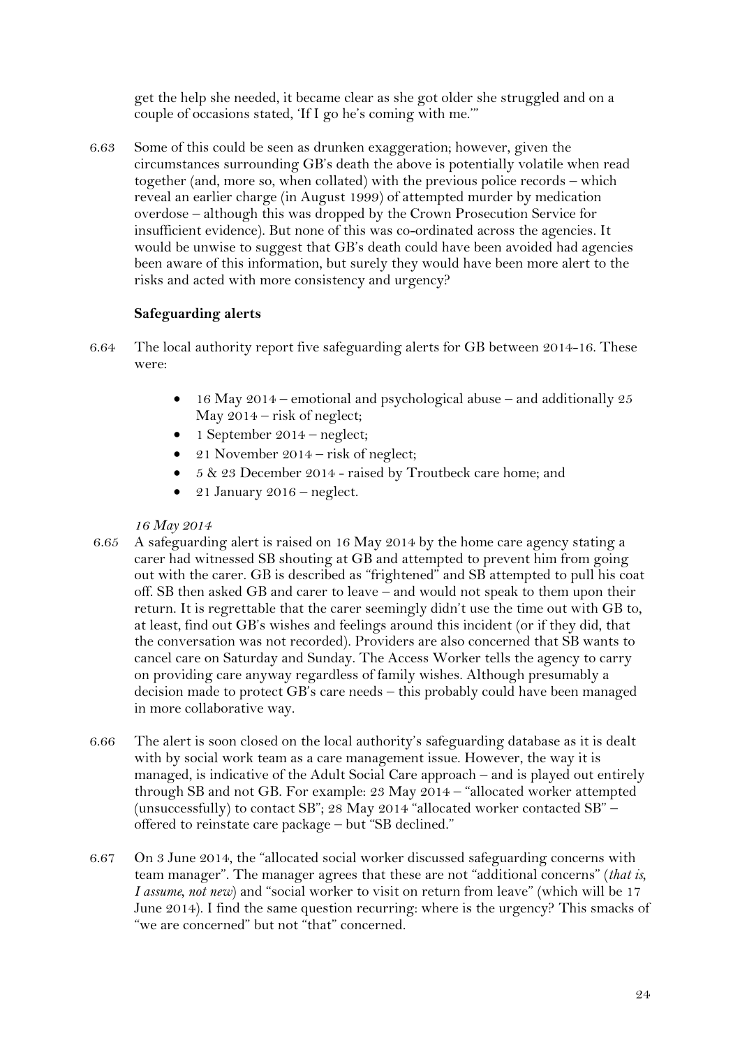get the help she needed, it became clear as she got older she struggled and on a couple of occasions stated, 'If I go he's coming with me.'"

6.63 Some of this could be seen as drunken exaggeration; however, given the circumstances surrounding GB's death the above is potentially volatile when read together (and, more so, when collated) with the previous police records – which reveal an earlier charge (in August 1999) of attempted murder by medication overdose – although this was dropped by the Crown Prosecution Service for insufficient evidence). But none of this was co-ordinated across the agencies. It would be unwise to suggest that GB's death could have been avoided had agencies been aware of this information, but surely they would have been more alert to the risks and acted with more consistency and urgency?

**Safeguarding alerts**

6.64 The local authority report five safeguarding alerts for GB between 2014-16. These were:

- 16 May 2014 – emotional and psychological abuse – and additionally 25 May 2014 – risk of neglect;
- 1 September 2014 – neglect;
- 21 November 2014 – risk of neglect;
- 5 & 23 December 2014 - raised by Troutbeck care home; and
- 21 January 2016 – neglect.

*16 May 2014*

6.65 A safeguarding alert is raised on 16 May 2014 by the home care agency stating a carer had witnessed SB shouting at GB and attempted to prevent him from going out with the carer. GB is described as "frightened" and SB attempted to pull his coat off. SB then asked GB and carer to leave – and would not speak to them upon their return. It is regrettable that the carer seemingly didn't use the time out with GB to, at least, find out GB's wishes and feelings around this incident (or if they did, that the conversation was not recorded). Providers are also concerned that SB wants to cancel care on Saturday and Sunday. The Access Worker tells the agency to carry on providing care anyway regardless of family wishes. Although presumably a decision made to protect GB's care needs – this probably could have been managed in more collaborative way.

6.66 The alert is soon closed on the local authority's safeguarding database as it is dealt with by social work team as a care management issue. However, the way it is managed, is indicative of the Adult Social Care approach – and is played out entirely through SB and not GB. For example: 23 May 2014 – "allocated worker attempted (unsuccessfully) to contact SB"; 28 May 2014 "allocated worker contacted SB" – offered to reinstate care package – but "SB declined."

6.67 On 3 June 2014, the "allocated social worker discussed safeguarding concerns with team manager". The manager agrees that these are not "additional concerns" (*that is, I assume, not new*) and "social worker to visit on return from leave" (which will be 17 June 2014). I find the same question recurring: where is the urgency? This smacks of "we are concerned" but not "that" concerned.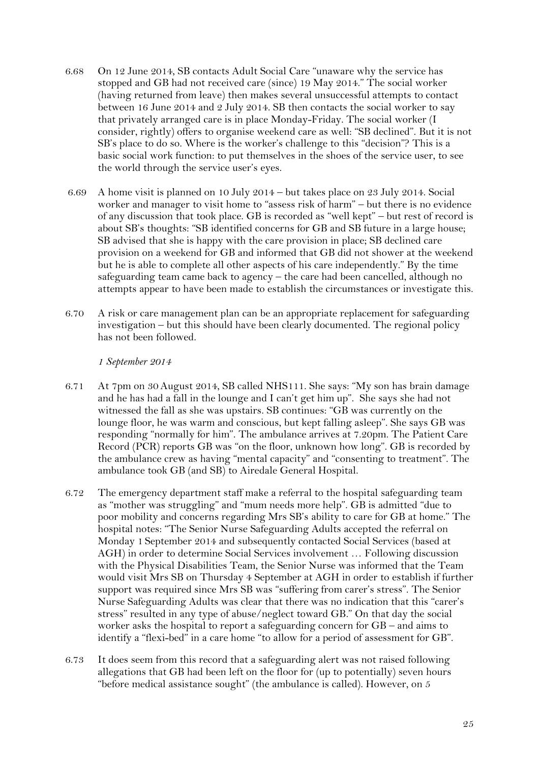6.68 On 12 June 2014, SB contacts Adult Social Care "unaware why the service has stopped and GB had not received care (since) 19 May 2014." The social worker (having returned from leave) then makes several unsuccessful attempts to contact between 16 June 2014 and 2 July 2014. SB then contacts the social worker to say that privately arranged care is in place Monday-Friday. The social worker (I consider, rightly) offers to organise weekend care as well: "SB declined". But it is not SB's place to do so. Where is the worker's challenge to this "decision"? This is a basic social work function: to put themselves in the shoes of the service user, to see the world through the service user's eyes.

6.69 A home visit is planned on 10 July 2014 – but takes place on 23 July 2014. Social worker and manager to visit home to "assess risk of harm" – but there is no evidence of any discussion that took place. GB is recorded as "well kept" – but rest of record is about SB's thoughts: "SB identified concerns for GB and SB future in a large house; SB advised that she is happy with the care provision in place; SB declined care provision on a weekend for GB and informed that GB did not shower at the weekend but he is able to complete all other aspects of his care independently." By the time safeguarding team came back to agency – the care had been cancelled, although no attempts appear to have been made to establish the circumstances or investigate this.

6.70 A risk or care management plan can be an appropriate replacement for safeguarding investigation – but this should have been clearly documented. The regional policy has not been followed.

*1 September 2014*

6.71 At 7pm on 30 August 2014, SB called NHS111. She says: "My son has brain damage and he has had a fall in the lounge and I can't get him up". She says she had not witnessed the fall as she was upstairs. SB continues: "GB was currently on the lounge floor, he was warm and conscious, but kept falling asleep". She says GB was responding "normally for him". The ambulance arrives at 7.20pm. The Patient Care Record (PCR) reports GB was "on the floor, unknown how long". GB is recorded by the ambulance crew as having "mental capacity" and "consenting to treatment". The ambulance took GB (and SB) to Airedale General Hospital.

6.72 The emergency department staff make a referral to the hospital safeguarding team as "mother was struggling" and "mum needs more help". GB is admitted "due to poor mobility and concerns regarding Mrs SB's ability to care for GB at home." The hospital notes: "The Senior Nurse Safeguarding Adults accepted the referral on Monday 1 September 2014 and subsequently contacted Social Services (based at AGH) in order to determine Social Services involvement … Following discussion with the Physical Disabilities Team, the Senior Nurse was informed that the Team would visit Mrs SB on Thursday 4 September at AGH in order to establish if further support was required since Mrs SB was "suffering from carer's stress". The Senior Nurse Safeguarding Adults was clear that there was no indication that this "carer's stress" resulted in any type of abuse/neglect toward GB." On that day the social worker asks the hospital to report a safeguarding concern for GB – and aims to identify a "flexi-bed" in a care home "to allow for a period of assessment for GB".

6.73 It does seem from this record that a safeguarding alert was not raised following allegations that GB had been left on the floor for (up to potentially) seven hours "before medical assistance sought" (the ambulance is called). However, on 5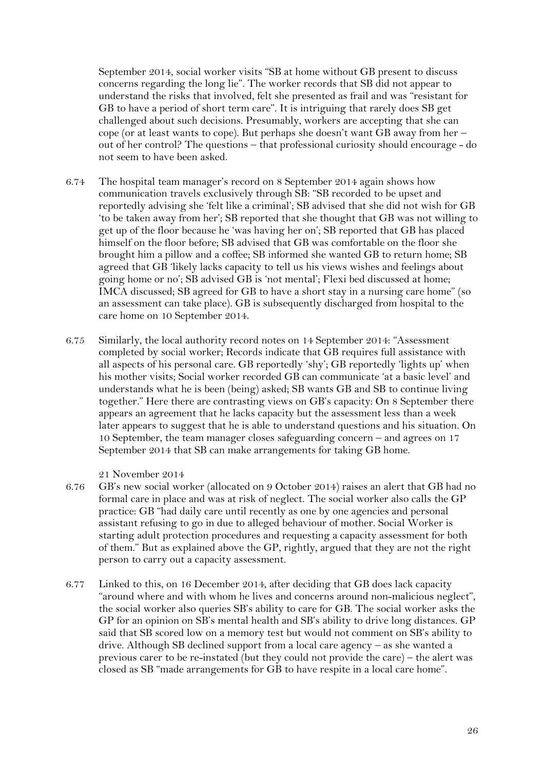September 2014, social worker visits "SB at home without GB present to discuss concerns regarding the long lie". The worker records that SB did not appear to understand the risks that involved, felt she presented as frail and was "resistant for GB to have a period of short term care". It is intriguing that rarely does SB get challenged about such decisions. Presumably, workers are accepting that she can cope (or at least wants to cope). But perhaps she doesn't want GB away from her – out of her control? The questions – that professional curiosity should encourage - do not seem to have been asked.

6.74 The hospital team manager's record on 8 September 2014 again shows how communication travels exclusively through SB: "SB recorded to be upset and reportedly advising she 'felt like a criminal'; SB advised that she did not wish for GB 'to be taken away from her'; SB reported that she thought that GB was not willing to get up of the floor because he 'was having her on'; SB reported that GB has placed himself on the floor before; SB advised that GB was comfortable on the floor she brought him a pillow and a coffee; SB informed she wanted GB to return home; SB agreed that GB 'likely lacks capacity to tell us his views wishes and feelings about going home or no'; SB advised GB is 'not mental'; Flexi bed discussed at home; IMCA discussed; SB agreed for GB to have a short stay in a nursing care home" (so an assessment can take place). GB is subsequently discharged from hospital to the care home on 10 September 2014.

6.75 Similarly, the local authority record notes on 14 September 2014: "Assessment completed by social worker; Records indicate that GB requires full assistance with all aspects of his personal care. GB reportedly 'shy'; GB reportedly 'lights up' when his mother visits; Social worker recorded GB can communicate 'at a basic level' and understands what he is been (being) asked; SB wants GB and SB to continue living together." Here there are contrasting views on GB's capacity: On 8 September there appears an agreement that he lacks capacity but the assessment less than a week later appears to suggest that he is able to understand questions and his situation. On 10 September, the team manager closes safeguarding concern – and agrees on 17 September 2014 that SB can make arrangements for taking GB home.

21 November 2014

6.76 GB's new social worker (allocated on 9 October 2014) raises an alert that GB had no formal care in place and was at risk of neglect. The social worker also calls the GP practice: GB "had daily care until recently as one by one agencies and personal assistant refusing to go in due to alleged behaviour of mother. Social Worker is starting adult protection procedures and requesting a capacity assessment for both of them." But as explained above the GP, rightly, argued that they are not the right person to carry out a capacity assessment.

6.77 Linked to this, on 16 December 2014, after deciding that GB does lack capacity "around where and with whom he lives and concerns around non-malicious neglect", the social worker also queries SB's ability to care for GB. The social worker asks the GP for an opinion on SB's mental health and SB's ability to drive long distances. GP said that SB scored low on a memory test but would not comment on SB's ability to drive. Although SB declined support from a local care agency – as she wanted a previous carer to be re-instated (but they could not provide the care) – the alert was closed as SB "made arrangements for GB to have respite in a local care home".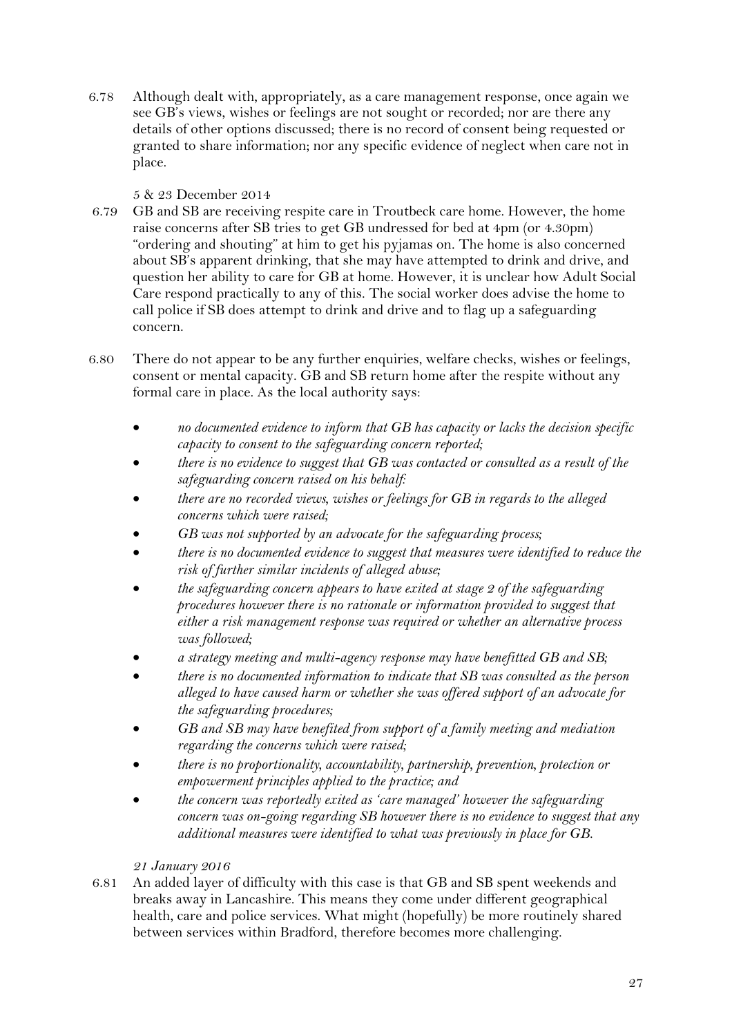6.78 Although dealt with, appropriately, as a care management response, once again we see GB's views, wishes or feelings are not sought or recorded; nor are there any details of other options discussed; there is no record of consent being requested or granted to share information; nor any specific evidence of neglect when care not in place.

5 & 23 December 2014

6.79 GB and SB are receiving respite care in Troutbeck care home. However, the home raise concerns after SB tries to get GB undressed for bed at 4pm (or 4.30pm) "ordering and shouting" at him to get his pyjamas on. The home is also concerned about SB's apparent drinking, that she may have attempted to drink and drive, and question her ability to care for GB at home. However, it is unclear how Adult Social Care respond practically to any of this. The social worker does advise the home to call police if SB does attempt to drink and drive and to flag up a safeguarding concern.

6.80 There do not appear to be any further enquiries, welfare checks, wishes or feelings, consent or mental capacity. GB and SB return home after the respite without any formal care in place. As the local authority says:

- *no documented evidence to inform that GB has capacity or lacks the decision specific capacity to consent to the safeguarding concern reported;*
- *there is no evidence to suggest that GB was contacted or consulted as a result of the safeguarding concern raised on his behalf:*
- *there are no recorded views, wishes or feelings for GB in regards to the alleged concerns which were raised;*
- *GB was not supported by an advocate for the safeguarding process;*
- *there is no documented evidence to suggest that measures were identified to reduce the risk of further similar incidents of alleged abuse;*
- *the safeguarding concern appears to have exited at stage 2 of the safeguarding procedures however there is no rationale or information provided to suggest that either a risk management response was required or whether an alternative process was followed;*
- *a strategy meeting and multi-agency response may have benefitted GB and SB;*
- *there is no documented information to indicate that SB was consulted as the person alleged to have caused harm or whether she was offered support of an advocate for the safeguarding procedures;*
- *GB and SB may have benefited from support of a family meeting and mediation regarding the concerns which were raised;*
- *there is no proportionality, accountability, partnership, prevention, protection or empowerment principles applied to the practice; and*
- *the concern was reportedly exited as 'care managed' however the safeguarding concern was on-going regarding SB however there is no evidence to suggest that any additional measures were identified to what was previously in place for GB.*

*21 January 2016*

6.81 An added layer of difficulty with this case is that GB and SB spent weekends and breaks away in Lancashire. This means they come under different geographical health, care and police services. What might (hopefully) be more routinely shared between services within Bradford, therefore becomes more challenging.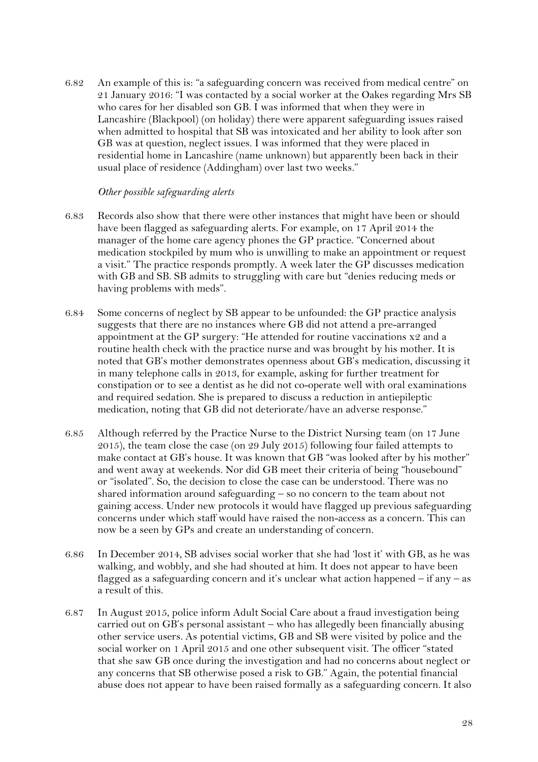6.82 An example of this is: "a safeguarding concern was received from medical centre" on 21 January 2016: "I was contacted by a social worker at the Oakes regarding Mrs SB who cares for her disabled son GB. I was informed that when they were in Lancashire (Blackpool) (on holiday) there were apparent safeguarding issues raised when admitted to hospital that SB was intoxicated and her ability to look after son GB was at question, neglect issues. I was informed that they were placed in residential home in Lancashire (name unknown) but apparently been back in their usual place of residence (Addingham) over last two weeks."

*Other possible safeguarding alerts*

6.83 Records also show that there were other instances that might have been or should have been flagged as safeguarding alerts. For example, on 17 April 2014 the manager of the home care agency phones the GP practice. "Concerned about medication stockpiled by mum who is unwilling to make an appointment or request a visit." The practice responds promptly. A week later the GP discusses medication with GB and SB. SB admits to struggling with care but "denies reducing meds or having problems with meds".

6.84 Some concerns of neglect by SB appear to be unfounded: the GP practice analysis suggests that there are no instances where GB did not attend a pre-arranged appointment at the GP surgery: "He attended for routine vaccinations x2 and a routine health check with the practice nurse and was brought by his mother. It is noted that GB's mother demonstrates openness about GB's medication, discussing it in many telephone calls in 2013, for example, asking for further treatment for constipation or to see a dentist as he did not co-operate well with oral examinations and required sedation. She is prepared to discuss a reduction in antiepileptic medication, noting that GB did not deteriorate/have an adverse response."

6.85 Although referred by the Practice Nurse to the District Nursing team (on 17 June 2015), the team close the case (on 29 July 2015) following four failed attempts to make contact at GB's house. It was known that GB "was looked after by his mother" and went away at weekends. Nor did GB meet their criteria of being "housebound" or "isolated". So, the decision to close the case can be understood. There was no shared information around safeguarding – so no concern to the team about not gaining access. Under new protocols it would have flagged up previous safeguarding concerns under which staff would have raised the non-access as a concern. This can now be a seen by GPs and create an understanding of concern.

6.86 In December 2014, SB advises social worker that she had 'lost it' with GB, as he was walking, and wobbly, and she had shouted at him. It does not appear to have been flagged as a safeguarding concern and it's unclear what action happened – if any – as a result of this.

6.87 In August 2015, police inform Adult Social Care about a fraud investigation being carried out on GB's personal assistant – who has allegedly been financially abusing other service users. As potential victims, GB and SB were visited by police and the social worker on 1 April 2015 and one other subsequent visit. The officer "stated that she saw GB once during the investigation and had no concerns about neglect or any concerns that SB otherwise posed a risk to GB." Again, the potential financial abuse does not appear to have been raised formally as a safeguarding concern. It also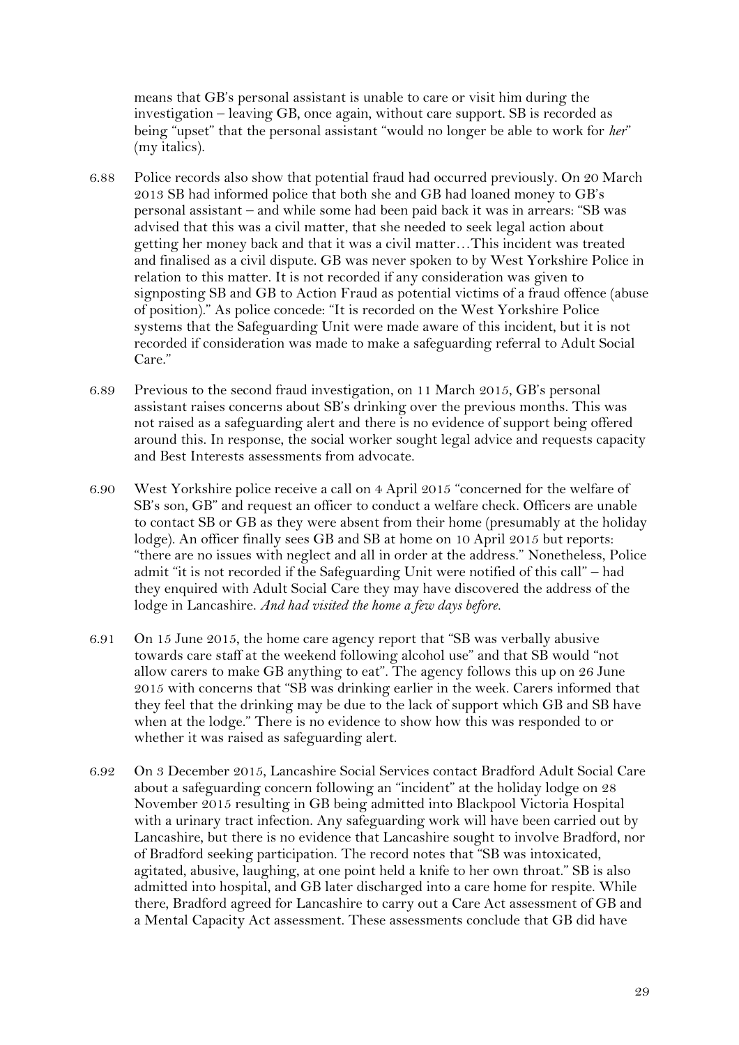means that GB's personal assistant is unable to care or visit him during the investigation – leaving GB, once again, without care support. SB is recorded as being "upset" that the personal assistant "would no longer be able to work for *her*" (my italics).

6.88 Police records also show that potential fraud had occurred previously. On 20 March 2013 SB had informed police that both she and GB had loaned money to GB's personal assistant – and while some had been paid back it was in arrears: "SB was advised that this was a civil matter, that she needed to seek legal action about getting her money back and that it was a civil matter…This incident was treated and finalised as a civil dispute. GB was never spoken to by West Yorkshire Police in relation to this matter. It is not recorded if any consideration was given to signposting SB and GB to Action Fraud as potential victims of a fraud offence (abuse of position)." As police concede: "It is recorded on the West Yorkshire Police systems that the Safeguarding Unit were made aware of this incident, but it is not recorded if consideration was made to make a safeguarding referral to Adult Social Care."

6.89 Previous to the second fraud investigation, on 11 March 2015, GB's personal assistant raises concerns about SB's drinking over the previous months. This was not raised as a safeguarding alert and there is no evidence of support being offered around this. In response, the social worker sought legal advice and requests capacity and Best Interests assessments from advocate.

6.90 West Yorkshire police receive a call on 4 April 2015 "concerned for the welfare of SB's son, GB" and request an officer to conduct a welfare check. Officers are unable to contact SB or GB as they were absent from their home (presumably at the holiday lodge). An officer finally sees GB and SB at home on 10 April 2015 but reports: "there are no issues with neglect and all in order at the address." Nonetheless, Police admit "it is not recorded if the Safeguarding Unit were notified of this call" – had they enquired with Adult Social Care they may have discovered the address of the lodge in Lancashire. *And had visited the home a few days before.*

6.91 On 15 June 2015, the home care agency report that "SB was verbally abusive towards care staff at the weekend following alcohol use" and that SB would "not allow carers to make GB anything to eat". The agency follows this up on 26 June 2015 with concerns that "SB was drinking earlier in the week. Carers informed that they feel that the drinking may be due to the lack of support which GB and SB have when at the lodge." There is no evidence to show how this was responded to or whether it was raised as safeguarding alert.

6.92 On 3 December 2015, Lancashire Social Services contact Bradford Adult Social Care about a safeguarding concern following an "incident" at the holiday lodge on 28 November 2015 resulting in GB being admitted into Blackpool Victoria Hospital with a urinary tract infection. Any safeguarding work will have been carried out by Lancashire, but there is no evidence that Lancashire sought to involve Bradford, nor of Bradford seeking participation. The record notes that "SB was intoxicated, agitated, abusive, laughing, at one point held a knife to her own throat." SB is also admitted into hospital, and GB later discharged into a care home for respite. While there, Bradford agreed for Lancashire to carry out a Care Act assessment of GB and a Mental Capacity Act assessment. These assessments conclude that GB did have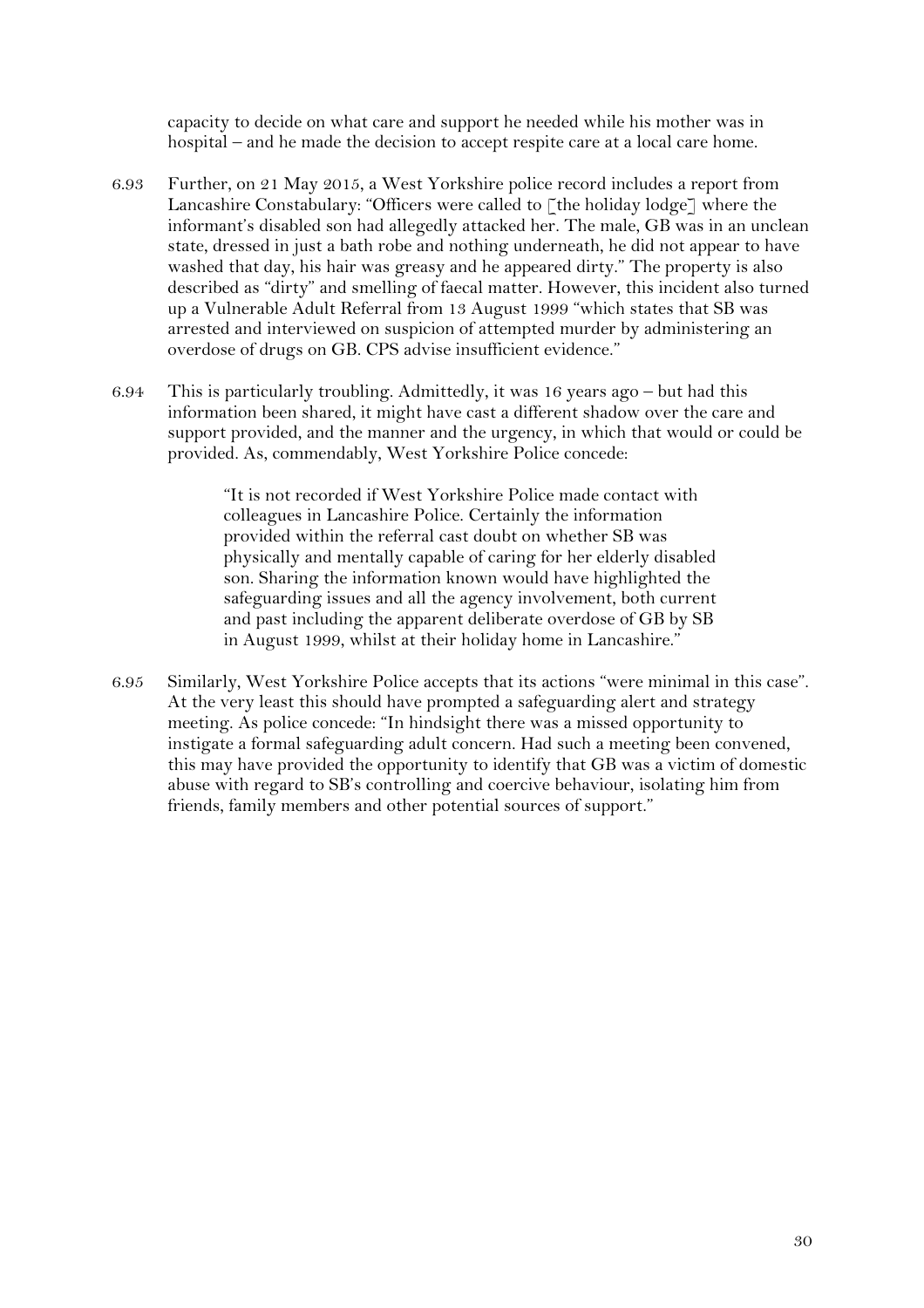capacity to decide on what care and support he needed while his mother was in hospital – and he made the decision to accept respite care at a local care home.

6.93 Further, on 21 May 2015, a West Yorkshire police record includes a report from Lancashire Constabulary: "Officers were called to [the holiday lodge] where the informant's disabled son had allegedly attacked her. The male, GB was in an unclean state, dressed in just a bath robe and nothing underneath, he did not appear to have washed that day, his hair was greasy and he appeared dirty." The property is also described as "dirty" and smelling of faecal matter. However, this incident also turned up a Vulnerable Adult Referral from 13 August 1999 "which states that SB was arrested and interviewed on suspicion of attempted murder by administering an overdose of drugs on GB. CPS advise insufficient evidence."

6.94 This is particularly troubling. Admittedly, it was 16 years ago – but had this information been shared, it might have cast a different shadow over the care and support provided, and the manner and the urgency, in which that would or could be provided. As, commendably, West Yorkshire Police concede:

> "It is not recorded if West Yorkshire Police made contact with colleagues in Lancashire Police. Certainly the information provided within the referral cast doubt on whether SB was physically and mentally capable of caring for her elderly disabled son. Sharing the information known would have highlighted the safeguarding issues and all the agency involvement, both current and past including the apparent deliberate overdose of GB by SB in August 1999, whilst at their holiday home in Lancashire."

6.95 Similarly, West Yorkshire Police accepts that its actions "were minimal in this case". At the very least this should have prompted a safeguarding alert and strategy meeting. As police concede: "In hindsight there was a missed opportunity to instigate a formal safeguarding adult concern. Had such a meeting been convened, this may have provided the opportunity to identify that GB was a victim of domestic abuse with regard to SB's controlling and coercive behaviour, isolating him from friends, family members and other potential sources of support."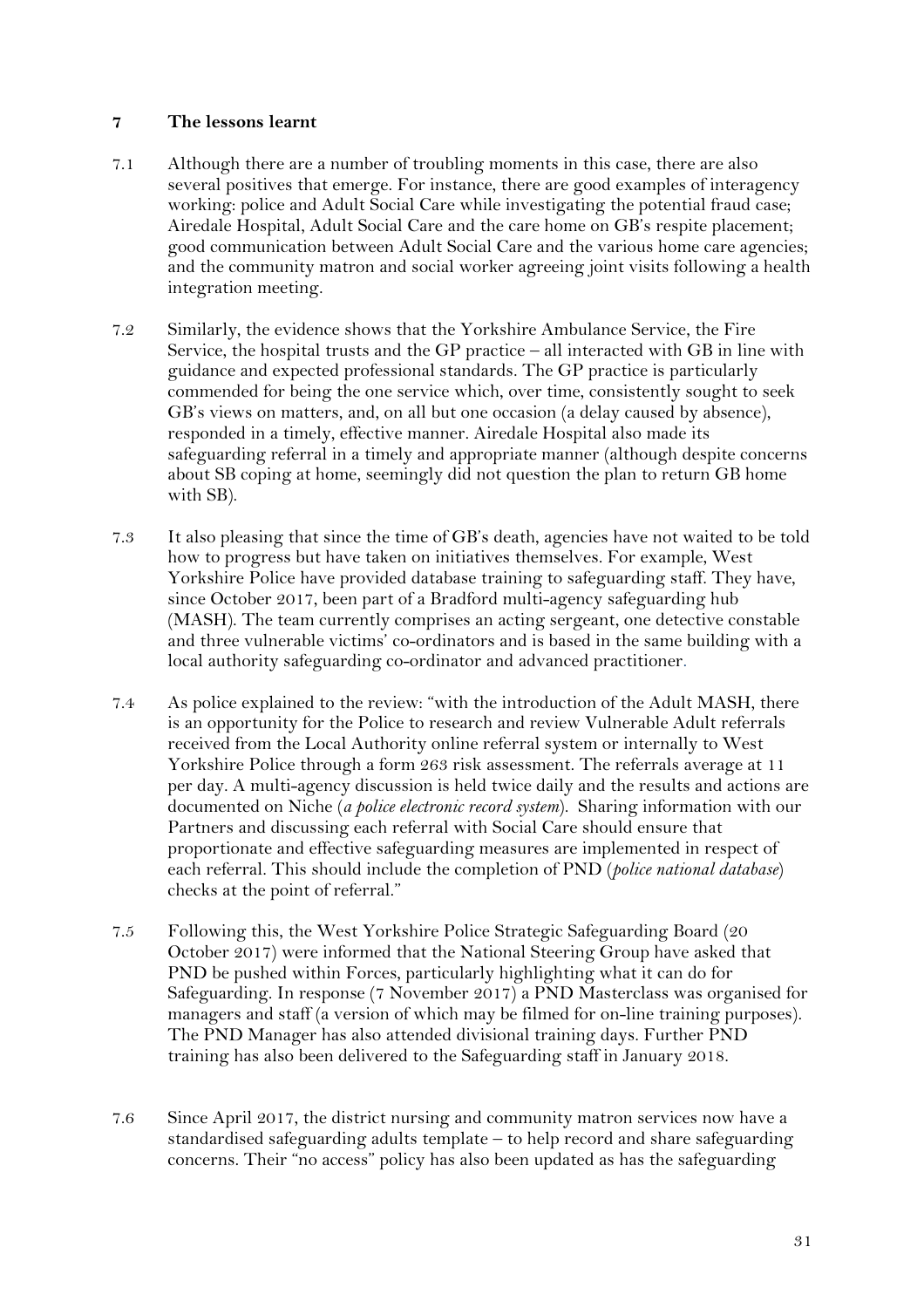## 7 The lessons learnt

7.1 Although there are a number of troubling moments in this case, there are also several positives that emerge. For instance, there are good examples of interagency working: police and Adult Social Care while investigating the potential fraud case; Airedale Hospital, Adult Social Care and the care home on GB's respite placement; good communication between Adult Social Care and the various home care agencies; and the community matron and social worker agreeing joint visits following a health integration meeting.

7.2 Similarly, the evidence shows that the Yorkshire Ambulance Service, the Fire Service, the hospital trusts and the GP practice – all interacted with GB in line with guidance and expected professional standards. The GP practice is particularly commended for being the one service which, over time, consistently sought to seek GB's views on matters, and, on all but one occasion (a delay caused by absence), responded in a timely, effective manner. Airedale Hospital also made its safeguarding referral in a timely and appropriate manner (although despite concerns about SB coping at home, seemingly did not question the plan to return GB home with SB).

7.3 It also pleasing that since the time of GB's death, agencies have not waited to be told how to progress but have taken on initiatives themselves. For example, West Yorkshire Police have provided database training to safeguarding staff. They have, since October 2017, been part of a Bradford multi-agency safeguarding hub (MASH). The team currently comprises an acting sergeant, one detective constable and three vulnerable victims' co-ordinators and is based in the same building with a local authority safeguarding co-ordinator and advanced practitioner.

7.4 As police explained to the review: "with the introduction of the Adult MASH, there is an opportunity for the Police to research and review Vulnerable Adult referrals received from the Local Authority online referral system or internally to West Yorkshire Police through a form 263 risk assessment. The referrals average at 11 per day. A multi-agency discussion is held twice daily and the results and actions are documented on Niche (*a police electronic record system*). Sharing information with our Partners and discussing each referral with Social Care should ensure that proportionate and effective safeguarding measures are implemented in respect of each referral. This should include the completion of PND (*police national database*) checks at the point of referral."

7.5 Following this, the West Yorkshire Police Strategic Safeguarding Board (20 October 2017) were informed that the National Steering Group have asked that PND be pushed within Forces, particularly highlighting what it can do for Safeguarding. In response (7 November 2017) a PND Masterclass was organised for managers and staff (a version of which may be filmed for on-line training purposes). The PND Manager has also attended divisional training days. Further PND training has also been delivered to the Safeguarding staff in January 2018.

7.6 Since April 2017, the district nursing and community matron services now have a standardised safeguarding adults template – to help record and share safeguarding concerns. Their "no access" policy has also been updated as has the safeguarding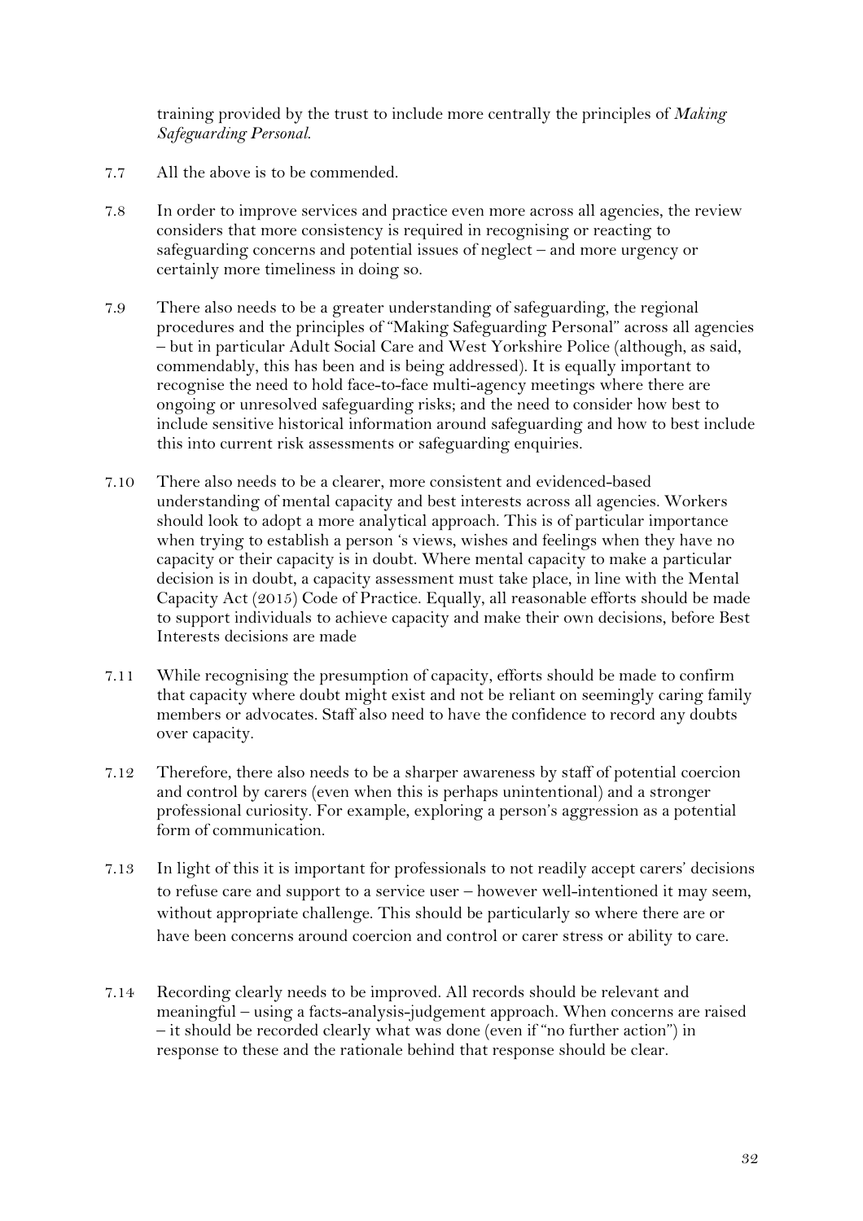training provided by the trust to include more centrally the principles of *Making Safeguarding Personal*.

7.7 All the above is to be commended.

7.8 In order to improve services and practice even more across all agencies, the review considers that more consistency is required in recognising or reacting to safeguarding concerns and potential issues of neglect – and more urgency or certainly more timeliness in doing so.

7.9 There also needs to be a greater understanding of safeguarding, the regional procedures and the principles of "Making Safeguarding Personal" across all agencies – but in particular Adult Social Care and West Yorkshire Police (although, as said, commendably, this has been and is being addressed). It is equally important to recognise the need to hold face-to-face multi-agency meetings where there are ongoing or unresolved safeguarding risks; and the need to consider how best to include sensitive historical information around safeguarding and how to best include this into current risk assessments or safeguarding enquiries.

7.10 There also needs to be a clearer, more consistent and evidenced-based understanding of mental capacity and best interests across all agencies. Workers should look to adopt a more analytical approach. This is of particular importance when trying to establish a person 's views, wishes and feelings when they have no capacity or their capacity is in doubt. Where mental capacity to make a particular decision is in doubt, a capacity assessment must take place, in line with the Mental Capacity Act (2015) Code of Practice. Equally, all reasonable efforts should be made to support individuals to achieve capacity and make their own decisions, before Best Interests decisions are made

7.11 While recognising the presumption of capacity, efforts should be made to confirm that capacity where doubt might exist and not be reliant on seemingly caring family members or advocates. Staff also need to have the confidence to record any doubts over capacity.

7.12 Therefore, there also needs to be a sharper awareness by staff of potential coercion and control by carers (even when this is perhaps unintentional) and a stronger professional curiosity. For example, exploring a person's aggression as a potential form of communication.

7.13 In light of this it is important for professionals to not readily accept carers' decisions to refuse care and support to a service user – however well-intentioned it may seem, without appropriate challenge. This should be particularly so where there are or have been concerns around coercion and control or carer stress or ability to care.

7.14 Recording clearly needs to be improved. All records should be relevant and meaningful – using a facts-analysis-judgement approach. When concerns are raised – it should be recorded clearly what was done (even if "no further action") in response to these and the rationale behind that response should be clear.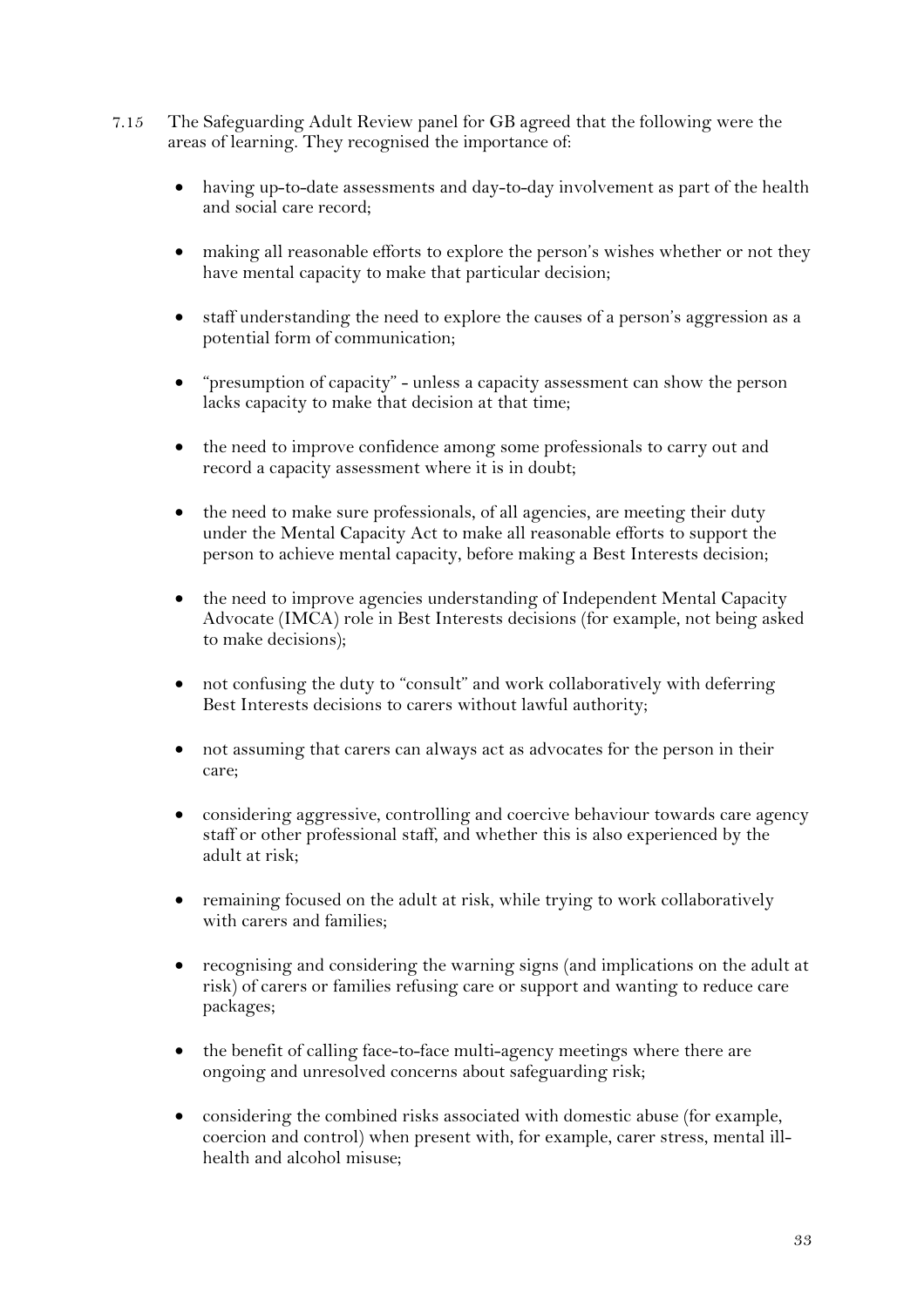7.15 The Safeguarding Adult Review panel for GB agreed that the following were the areas of learning. They recognised the importance of:

- having up-to-date assessments and day-to-day involvement as part of the health and social care record;
- making all reasonable efforts to explore the person's wishes whether or not they have mental capacity to make that particular decision;
- staff understanding the need to explore the causes of a person's aggression as a potential form of communication;
- "presumption of capacity" - unless a capacity assessment can show the person lacks capacity to make that decision at that time;
- the need to improve confidence among some professionals to carry out and record a capacity assessment where it is in doubt;
- the need to make sure professionals, of all agencies, are meeting their duty under the Mental Capacity Act to make all reasonable efforts to support the person to achieve mental capacity, before making a Best Interests decision;
- the need to improve agencies understanding of Independent Mental Capacity Advocate (IMCA) role in Best Interests decisions (for example, not being asked to make decisions);
- not confusing the duty to "consult" and work collaboratively with deferring Best Interests decisions to carers without lawful authority;
- not assuming that carers can always act as advocates for the person in their care;
- considering aggressive, controlling and coercive behaviour towards care agency staff or other professional staff, and whether this is also experienced by the adult at risk;
- remaining focused on the adult at risk, while trying to work collaboratively with carers and families;
- recognising and considering the warning signs (and implications on the adult at risk) of carers or families refusing care or support and wanting to reduce care packages;
- the benefit of calling face-to-face multi-agency meetings where there are ongoing and unresolved concerns about safeguarding risk;
- considering the combined risks associated with domestic abuse (for example, coercion and control) when present with, for example, carer stress, mental ill-health and alcohol misuse;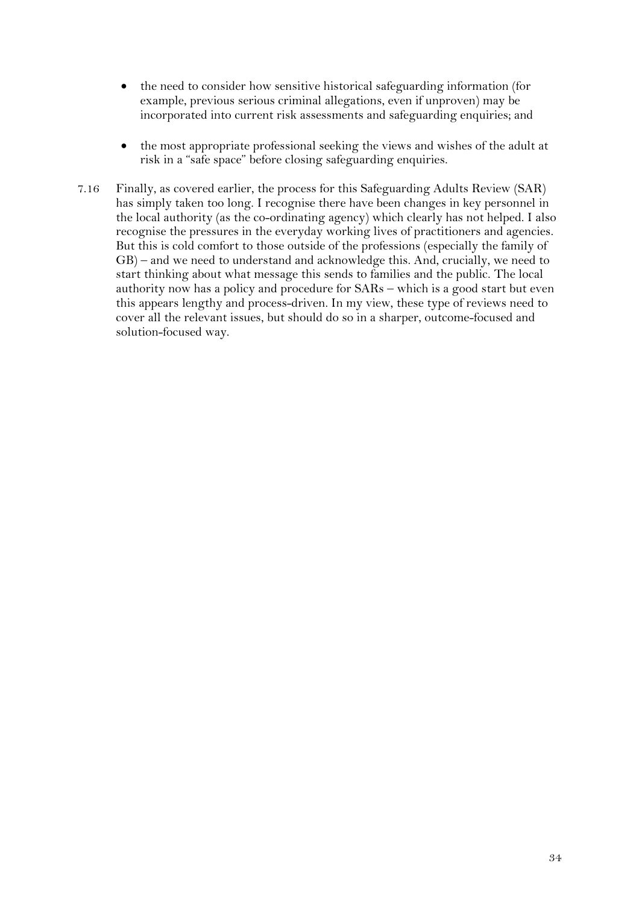- the need to consider how sensitive historical safeguarding information (for example, previous serious criminal allegations, even if unproven) may be incorporated into current risk assessments and safeguarding enquiries; and

- the most appropriate professional seeking the views and wishes of the adult at risk in a "safe space" before closing safeguarding enquiries.

7.16 Finally, as covered earlier, the process for this Safeguarding Adults Review (SAR) has simply taken too long. I recognise there have been changes in key personnel in the local authority (as the co-ordinating agency) which clearly has not helped. I also recognise the pressures in the everyday working lives of practitioners and agencies. But this is cold comfort to those outside of the professions (especially the family of GB) – and we need to understand and acknowledge this. And, crucially, we need to start thinking about what message this sends to families and the public. The local authority now has a policy and procedure for SARs – which is a good start but even this appears lengthy and process-driven. In my view, these type of reviews need to cover all the relevant issues, but should do so in a sharper, outcome-focused and solution-focused way.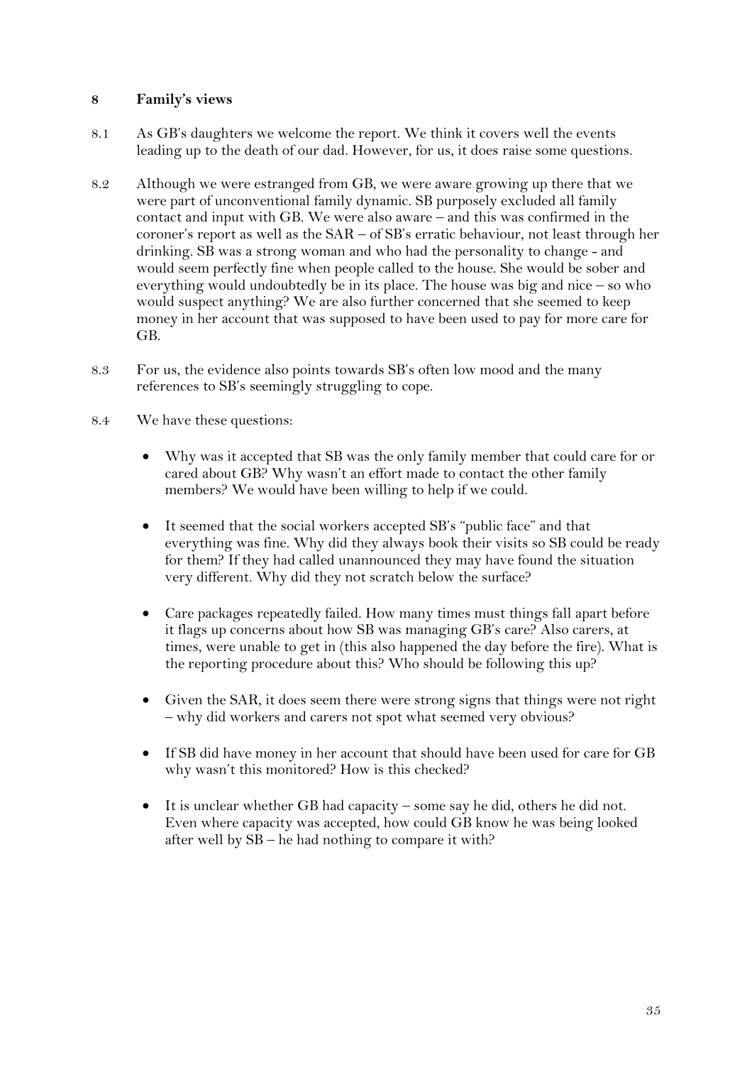## 8 Family's views

8.1 As GB's daughters we welcome the report. We think it covers well the events leading up to the death of our dad. However, for us, it does raise some questions.

8.2 Although we were estranged from GB, we were aware growing up there that we were part of unconventional family dynamic. SB purposely excluded all family contact and input with GB. We were also aware – and this was confirmed in the coroner's report as well as the SAR – of SB's erratic behaviour, not least through her drinking. SB was a strong woman and who had the personality to change - and would seem perfectly fine when people called to the house. She would be sober and everything would undoubtedly be in its place. The house was big and nice – so who would suspect anything? We are also further concerned that she seemed to keep money in her account that was supposed to have been used to pay for more care for GB.

8.3 For us, the evidence also points towards SB's often low mood and the many references to SB's seemingly struggling to cope.

8.4 We have these questions:

- Why was it accepted that SB was the only family member that could care for or cared about GB? Why wasn't an effort made to contact the other family members? We would have been willing to help if we could.

- It seemed that the social workers accepted SB's "public face" and that everything was fine. Why did they always book their visits so SB could be ready for them? If they had called unannounced they may have found the situation very different. Why did they not scratch below the surface?

- Care packages repeatedly failed. How many times must things fall apart before it flags up concerns about how SB was managing GB's care? Also carers, at times, were unable to get in (this also happened the day before the fire). What is the reporting procedure about this? Who should be following this up?

- Given the SAR, it does seem there were strong signs that things were not right – why did workers and carers not spot what seemed very obvious?

- If SB did have money in her account that should have been used for care for GB why wasn't this monitored? How is this checked?

- It is unclear whether GB had capacity – some say he did, others he did not. Even where capacity was accepted, how could GB know he was being looked after well by SB – he had nothing to compare it with?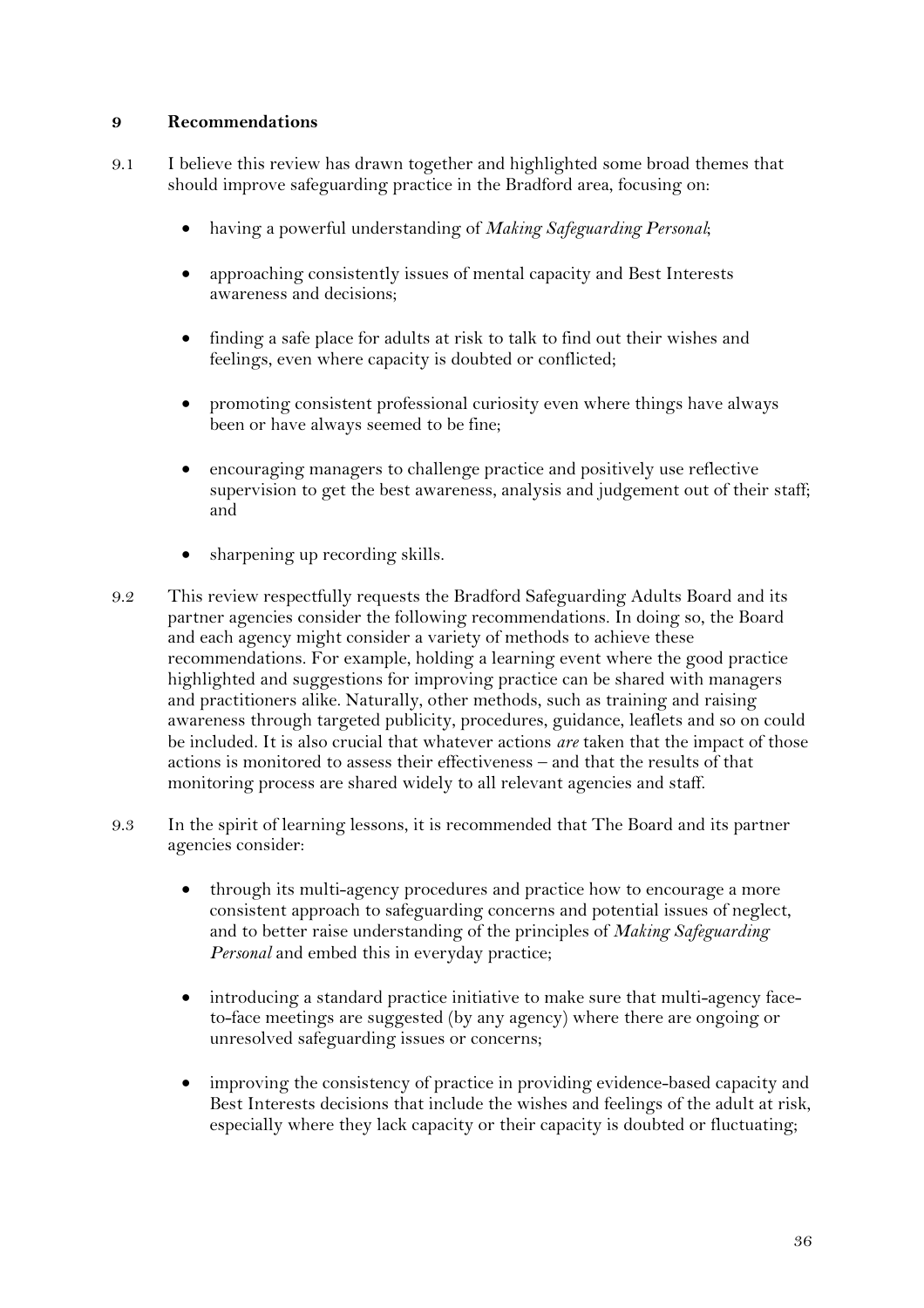## 9 Recommendations

9.1 I believe this review has drawn together and highlighted some broad themes that should improve safeguarding practice in the Bradford area, focusing on:

- having a powerful understanding of *Making Safeguarding Personal*;
- approaching consistently issues of mental capacity and Best Interests awareness and decisions;
- finding a safe place for adults at risk to talk to find out their wishes and feelings, even where capacity is doubted or conflicted;
- promoting consistent professional curiosity even where things have always been or have always seemed to be fine;
- encouraging managers to challenge practice and positively use reflective supervision to get the best awareness, analysis and judgement out of their staff; and
- sharpening up recording skills.

9.2 This review respectfully requests the Bradford Safeguarding Adults Board and its partner agencies consider the following recommendations. In doing so, the Board and each agency might consider a variety of methods to achieve these recommendations. For example, holding a learning event where the good practice highlighted and suggestions for improving practice can be shared with managers and practitioners alike. Naturally, other methods, such as training and raising awareness through targeted publicity, procedures, guidance, leaflets and so on could be included. It is also crucial that whatever actions *are* taken that the impact of those actions is monitored to assess their effectiveness – and that the results of that monitoring process are shared widely to all relevant agencies and staff.

9.3 In the spirit of learning lessons, it is recommended that The Board and its partner agencies consider:

- through its multi-agency procedures and practice how to encourage a more consistent approach to safeguarding concerns and potential issues of neglect, and to better raise understanding of the principles of *Making Safeguarding Personal* and embed this in everyday practice;
- introducing a standard practice initiative to make sure that multi-agency face-to-face meetings are suggested (by any agency) where there are ongoing or unresolved safeguarding issues or concerns;
- improving the consistency of practice in providing evidence-based capacity and Best Interests decisions that include the wishes and feelings of the adult at risk, especially where they lack capacity or their capacity is doubted or fluctuating;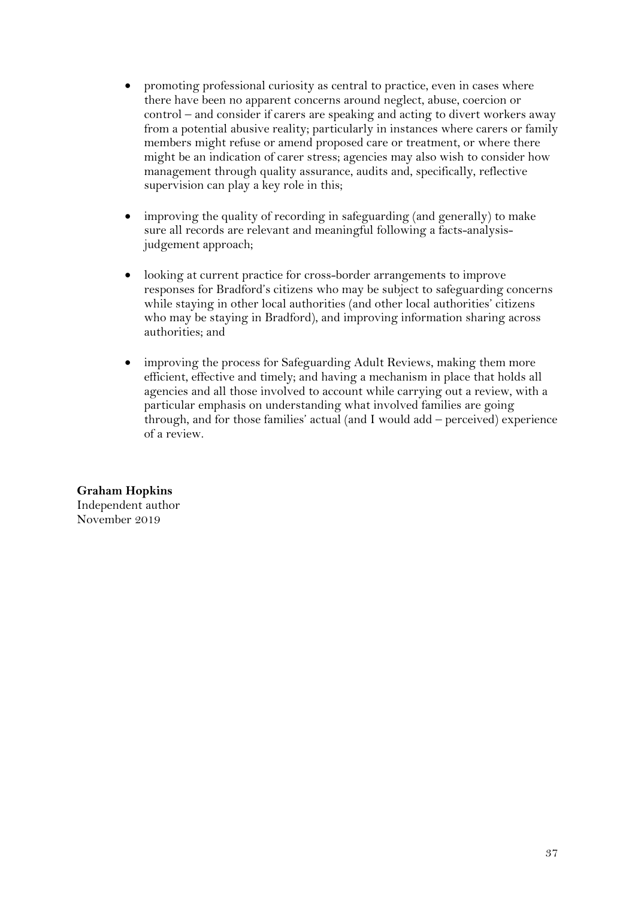- promoting professional curiosity as central to practice, even in cases where there have been no apparent concerns around neglect, abuse, coercion or control – and consider if carers are speaking and acting to divert workers away from a potential abusive reality; particularly in instances where carers or family members might refuse or amend proposed care or treatment, or where there might be an indication of carer stress; agencies may also wish to consider how management through quality assurance, audits and, specifically, reflective supervision can play a key role in this;

- improving the quality of recording in safeguarding (and generally) to make sure all records are relevant and meaningful following a facts-analysis-judgement approach;

- looking at current practice for cross-border arrangements to improve responses for Bradford's citizens who may be subject to safeguarding concerns while staying in other local authorities (and other local authorities' citizens who may be staying in Bradford), and improving information sharing across authorities; and

- improving the process for Safeguarding Adult Reviews, making them more efficient, effective and timely; and having a mechanism in place that holds all agencies and all those involved to account while carrying out a review, with a particular emphasis on understanding what involved families are going through, and for those families' actual (and I would add – perceived) experience of a review.

**Graham Hopkins**
Independent author
November 2019